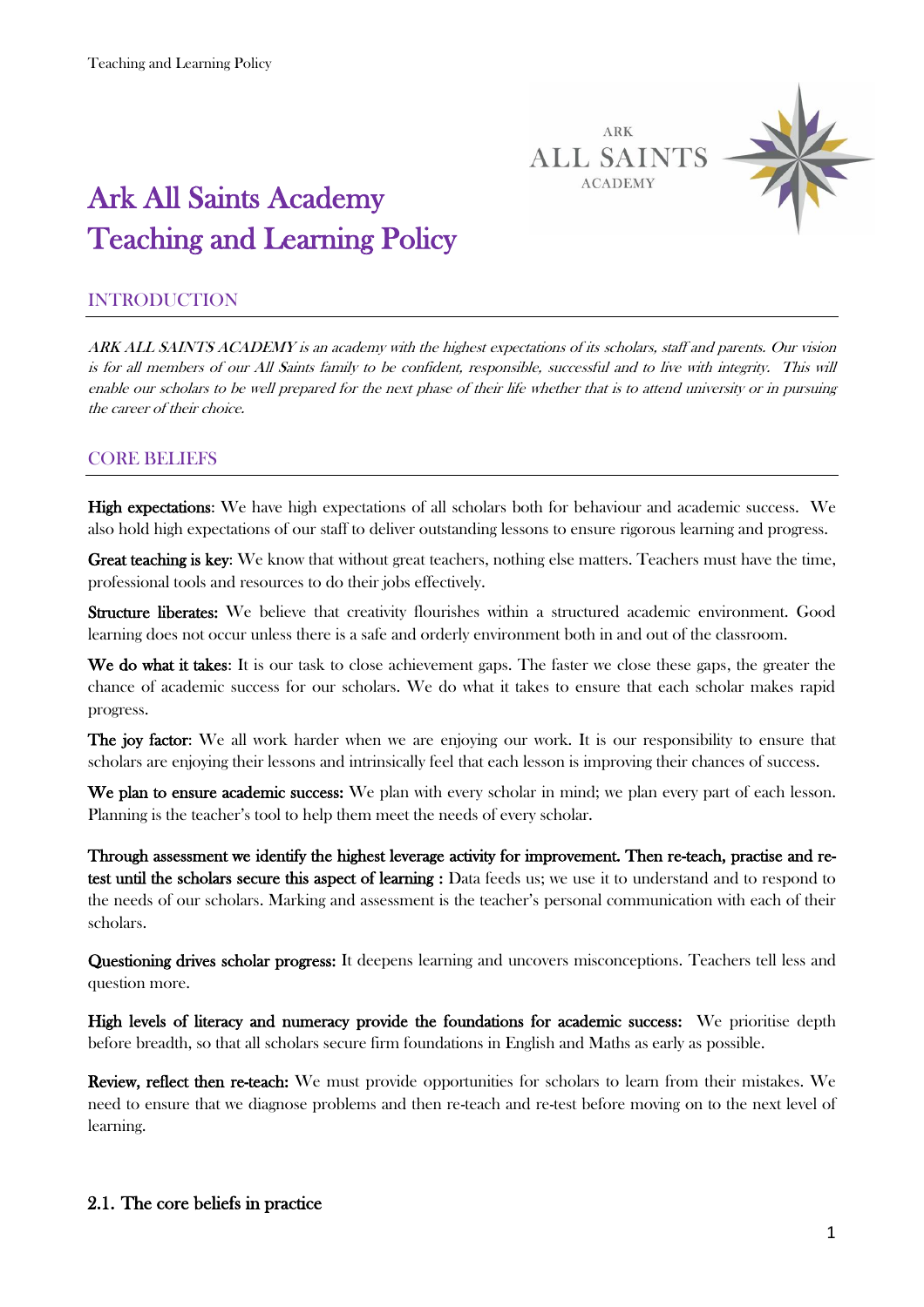# Ark All Saints Academy Teaching and Learning Policy

## INTRODUCTION

*ARK ALL SAINTS ACADEMY is an academy with the highest expectations of its scholars, staff and parents. Our vision is for all members of our All Saints family to be confident, responsible, successful and to live with integrity. This will enable our scholars to be well prepared for the next phase of their life whether that is to attend university or in pursuing the career of their choice.*

## CORE BELIEFS

**High expectations**: We have high expectations of all scholars both for behaviour and academic success. We also hold high expectations of our staff to deliver outstanding lessons to ensure rigorous learning and progress.

**Great teaching is key**: We know that without great teachers, nothing else matters. Teachers must have the time, professional tools and resources to do their jobs effectively.

**Structure liberates:** We believe that creativity flourishes within a structured academic environment. Good learning does not occur unless there is a safe and orderly environment both in and out of the classroom.

**We do what it takes**: It is our task to close achievement gaps. The faster we close these gaps, the greater the chance of academic success for our scholars. We do what it takes to ensure that each scholar makes rapid progress.

**The joy factor**: We all work harder when we are enjoying our work. It is our responsibility to ensure that scholars are enjoying their lessons and intrinsically feel that each lesson is improving their chances of success.

**We plan to ensure academic success:** We plan with every scholar in mind; we plan every part of each lesson. Planning is the teacher's tool to help them meet the needs of every scholar.

**Through assessment we identify the highest leverage activity for improvement. Then re-teach, practise and re-test until the scholars secure this aspect of learning :** Data feeds us; we use it to understand and to respond to the needs of our scholars. Marking and assessment is the teacher's personal communication with each of their scholars.

**Questioning drives scholar progress:** It deepens learning and uncovers misconceptions. Teachers tell less and question more.

**High levels of literacy and numeracy provide the foundations for academic success:** We prioritise depth before breadth, so that all scholars secure firm foundations in English and Maths as early as possible.

**Review, reflect then re-teach:** We must provide opportunities for scholars to learn from their mistakes. We need to ensure that we diagnose problems and then re-teach and re-test before moving on to the next level of learning.

### 2.1. The core beliefs in practice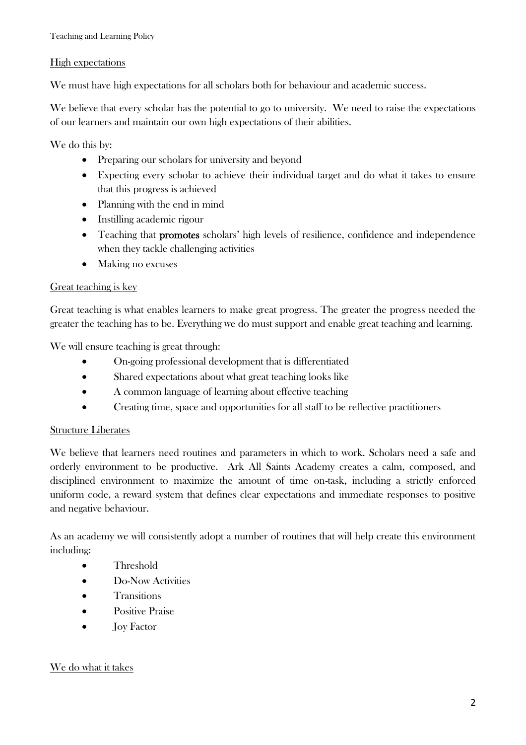## High expectations

We must have high expectations for all scholars both for behaviour and academic success.

We believe that every scholar has the potential to go to university. We need to raise the expectations of our learners and maintain our own high expectations of their abilities.

We do this by:

- Preparing our scholars for university and beyond
- Expecting every scholar to achieve their individual target and do what it takes to ensure that this progress is achieved
- Planning with the end in mind
- Instilling academic rigour
- Teaching that **promotes** scholars' high levels of resilience, confidence and independence when they tackle challenging activities
- Making no excuses

## Great teaching is key

Great teaching is what enables learners to make great progress. The greater the progress needed the greater the teaching has to be. Everything we do must support and enable great teaching and learning.

We will ensure teaching is great through:

- On-going professional development that is differentiated
- Shared expectations about what great teaching looks like
- A common language of learning about effective teaching
- Creating time, space and opportunities for all staff to be reflective practitioners

## Structure Liberates

We believe that learners need routines and parameters in which to work. Scholars need a safe and orderly environment to be productive. Ark All Saints Academy creates a calm, composed, and disciplined environment to maximize the amount of time on-task, including a strictly enforced uniform code, a reward system that defines clear expectations and immediate responses to positive and negative behaviour.

As an academy we will consistently adopt a number of routines that will help create this environment including:

- Threshold
- Do-Now Activities
- Transitions
- Positive Praise
- Joy Factor

## We do what it takes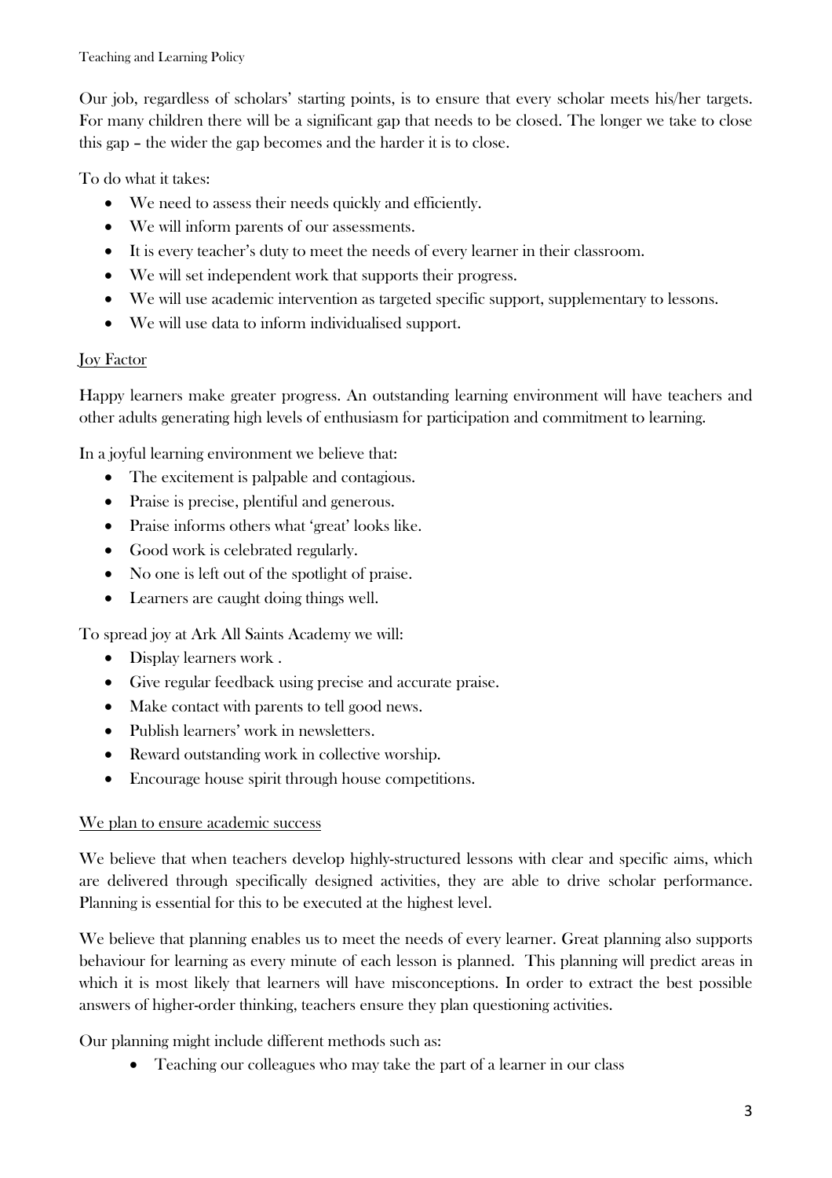Our job, regardless of scholars' starting points, is to ensure that every scholar meets his/her targets. For many children there will be a significant gap that needs to be closed. The longer we take to close this gap – the wider the gap becomes and the harder it is to close.

To do what it takes:

- We need to assess their needs quickly and efficiently.
- We will inform parents of our assessments.
- It is every teacher's duty to meet the needs of every learner in their classroom.
- We will set independent work that supports their progress.
- We will use academic intervention as targeted specific support, supplementary to lessons.
- We will use data to inform individualised support.

<u>Joy Factor</u>

Happy learners make greater progress. An outstanding learning environment will have teachers and other adults generating high levels of enthusiasm for participation and commitment to learning.

In a joyful learning environment we believe that:

- The excitement is palpable and contagious.
- Praise is precise, plentiful and generous.
- Praise informs others what 'great' looks like.
- Good work is celebrated regularly.
- No one is left out of the spotlight of praise.
- Learners are caught doing things well.

To spread joy at Ark All Saints Academy we will:

- Display learners work .
- Give regular feedback using precise and accurate praise.
- Make contact with parents to tell good news.
- Publish learners' work in newsletters.
- Reward outstanding work in collective worship.
- Encourage house spirit through house competitions.

<u>We plan to ensure academic success</u>

We believe that when teachers develop highly-structured lessons with clear and specific aims, which are delivered through specifically designed activities, they are able to drive scholar performance. Planning is essential for this to be executed at the highest level.

We believe that planning enables us to meet the needs of every learner. Great planning also supports behaviour for learning as every minute of each lesson is planned. This planning will predict areas in which it is most likely that learners will have misconceptions. In order to extract the best possible answers of higher-order thinking, teachers ensure they plan questioning activities.

Our planning might include different methods such as:

- Teaching our colleagues who may take the part of a learner in our class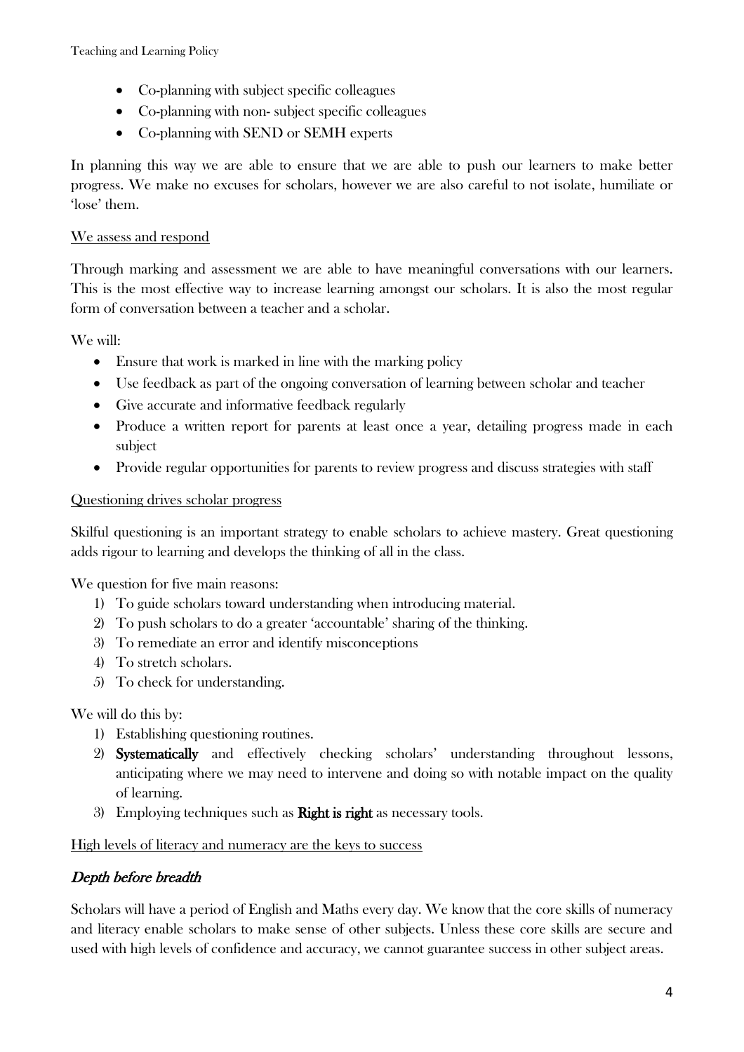- Co-planning with subject specific colleagues
- Co-planning with non- subject specific colleagues
- Co-planning with SEND or SEMH experts

In planning this way we are able to ensure that we are able to push our learners to make better progress. We make no excuses for scholars, however we are also careful to not isolate, humiliate or 'lose' them.

<u>We assess and respond</u>

Through marking and assessment we are able to have meaningful conversations with our learners. This is the most effective way to increase learning amongst our scholars. It is also the most regular form of conversation between a teacher and a scholar.

We will:

- Ensure that work is marked in line with the marking policy
- Use feedback as part of the ongoing conversation of learning between scholar and teacher
- Give accurate and informative feedback regularly
- Produce a written report for parents at least once a year, detailing progress made in each subject
- Provide regular opportunities for parents to review progress and discuss strategies with staff

<u>Questioning drives scholar progress</u>

Skilful questioning is an important strategy to enable scholars to achieve mastery. Great questioning adds rigour to learning and develops the thinking of all in the class.

We question for five main reasons:

1) To guide scholars toward understanding when introducing material.
2) To push scholars to do a greater 'accountable' sharing of the thinking.
3) To remediate an error and identify misconceptions
4) To stretch scholars.
5) To check for understanding.

We will do this by:

1) Establishing questioning routines.
2) **Systematically** and effectively checking scholars' understanding throughout lessons, anticipating where we may need to intervene and doing so with notable impact on the quality of learning.
3) Employing techniques such as **Right is right** as necessary tools.

<u>High levels of literacy and numeracy are the keys to success</u>

### *Depth before breadth*

Scholars will have a period of English and Maths every day. We know that the core skills of numeracy and literacy enable scholars to make sense of other subjects. Unless these core skills are secure and used with high levels of confidence and accuracy, we cannot guarantee success in other subject areas.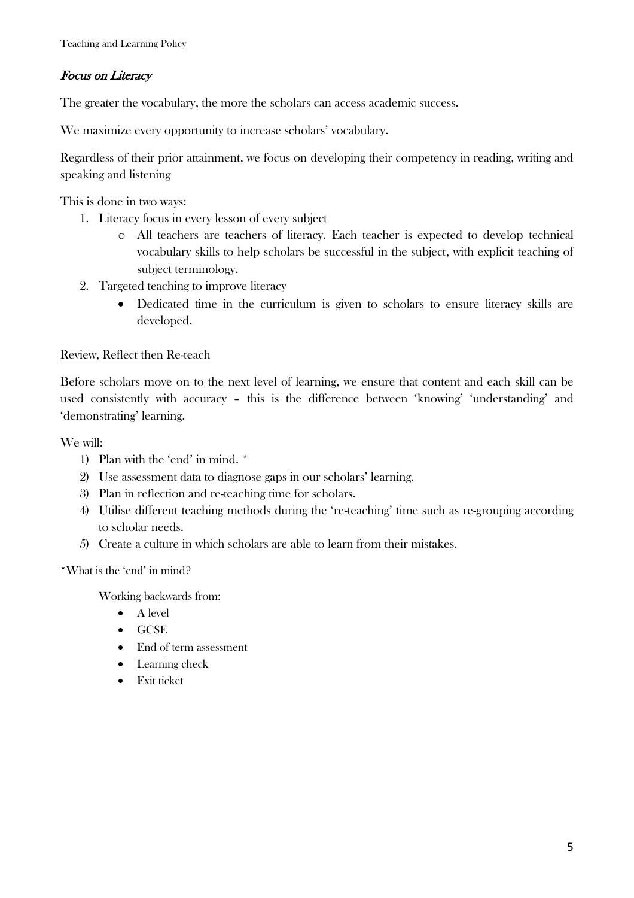## *Focus on Literacy*

The greater the vocabulary, the more the scholars can access academic success.

We maximize every opportunity to increase scholars' vocabulary.

Regardless of their prior attainment, we focus on developing their competency in reading, writing and speaking and listening

This is done in two ways:

1. Literacy focus in every lesson of every subject
   - All teachers are teachers of literacy. Each teacher is expected to develop technical vocabulary skills to help scholars be successful in the subject, with explicit teaching of subject terminology.
2. Targeted teaching to improve literacy
   - Dedicated time in the curriculum is given to scholars to ensure literacy skills are developed.

### Review, Reflect then Re-teach

Before scholars move on to the next level of learning, we ensure that content and each skill can be used consistently with accuracy – this is the difference between 'knowing' 'understanding' and 'demonstrating' learning.

We will:

1) Plan with the 'end' in mind. *
2) Use assessment data to diagnose gaps in our scholars' learning.
3) Plan in reflection and re-teaching time for scholars.
4) Utilise different teaching methods during the 're-teaching' time such as re-grouping according to scholar needs.
5) Create a culture in which scholars are able to learn from their mistakes.

*What is the 'end' in mind?

Working backwards from:

- A level
- GCSE
- End of term assessment
- Learning check
- Exit ticket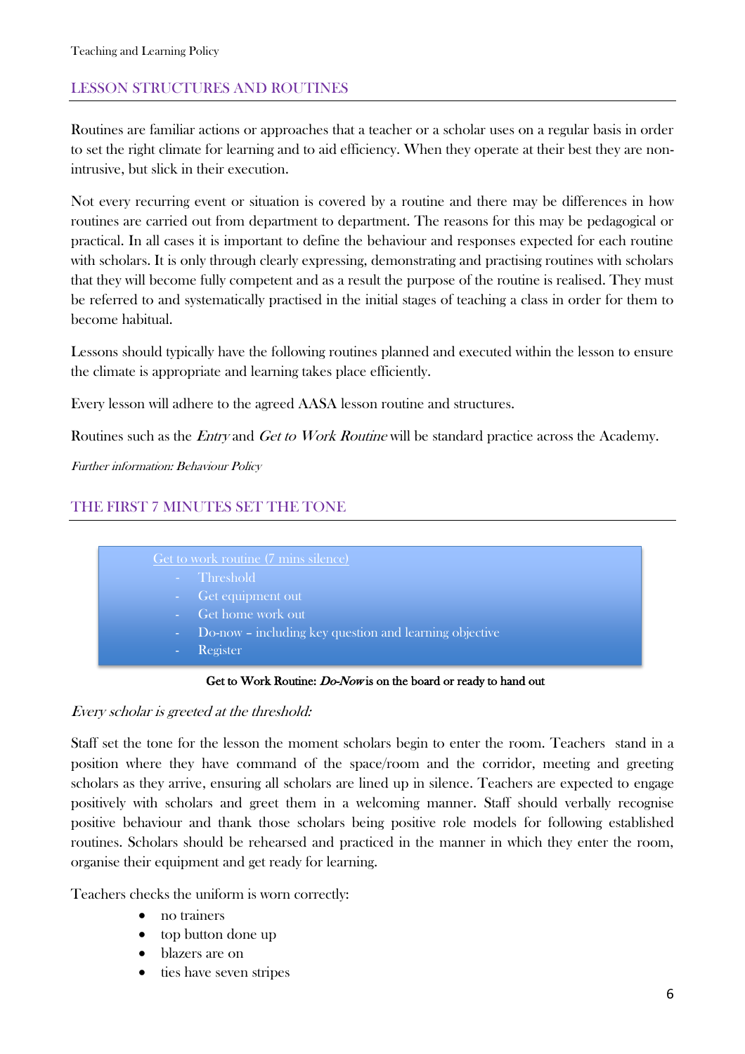## LESSON STRUCTURES AND ROUTINES

Routines are familiar actions or approaches that a teacher or a scholar uses on a regular basis in order to set the right climate for learning and to aid efficiency. When they operate at their best they are non-intrusive, but slick in their execution.

Not every recurring event or situation is covered by a routine and there may be differences in how routines are carried out from department to department. The reasons for this may be pedagogical or practical. In all cases it is important to define the behaviour and responses expected for each routine with scholars. It is only through clearly expressing, demonstrating and practising routines with scholars that they will become fully competent and as a result the purpose of the routine is realised. They must be referred to and systematically practised in the initial stages of teaching a class in order for them to become habitual.

Lessons should typically have the following routines planned and executed within the lesson to ensure the climate is appropriate and learning takes place efficiently.

Every lesson will adhere to the agreed AASA lesson routine and structures.

Routines such as the *Entry* and *Get to Work Routine* will be standard practice across the Academy.

*Further information: Behaviour Policy*

## THE FIRST 7 MINUTES SET THE TONE

Get to work routine (7 mins silence)

- Threshold
- Get equipment out
- Get home work out
- Do-now – including key question and learning objective
- Register

Get to Work Routine: *Do-Now* is on the board or ready to hand out

*Every scholar is greeted at the threshold:*

Staff set the tone for the lesson the moment scholars begin to enter the room. Teachers stand in a position where they have command of the space/room and the corridor, meeting and greeting scholars as they arrive, ensuring all scholars are lined up in silence. Teachers are expected to engage positively with scholars and greet them in a welcoming manner. Staff should verbally recognise positive behaviour and thank those scholars being positive role models for following established routines. Scholars should be rehearsed and practiced in the manner in which they enter the room, organise their equipment and get ready for learning.

Teachers checks the uniform is worn correctly:

- no trainers
- top button done up
- blazers are on
- ties have seven stripes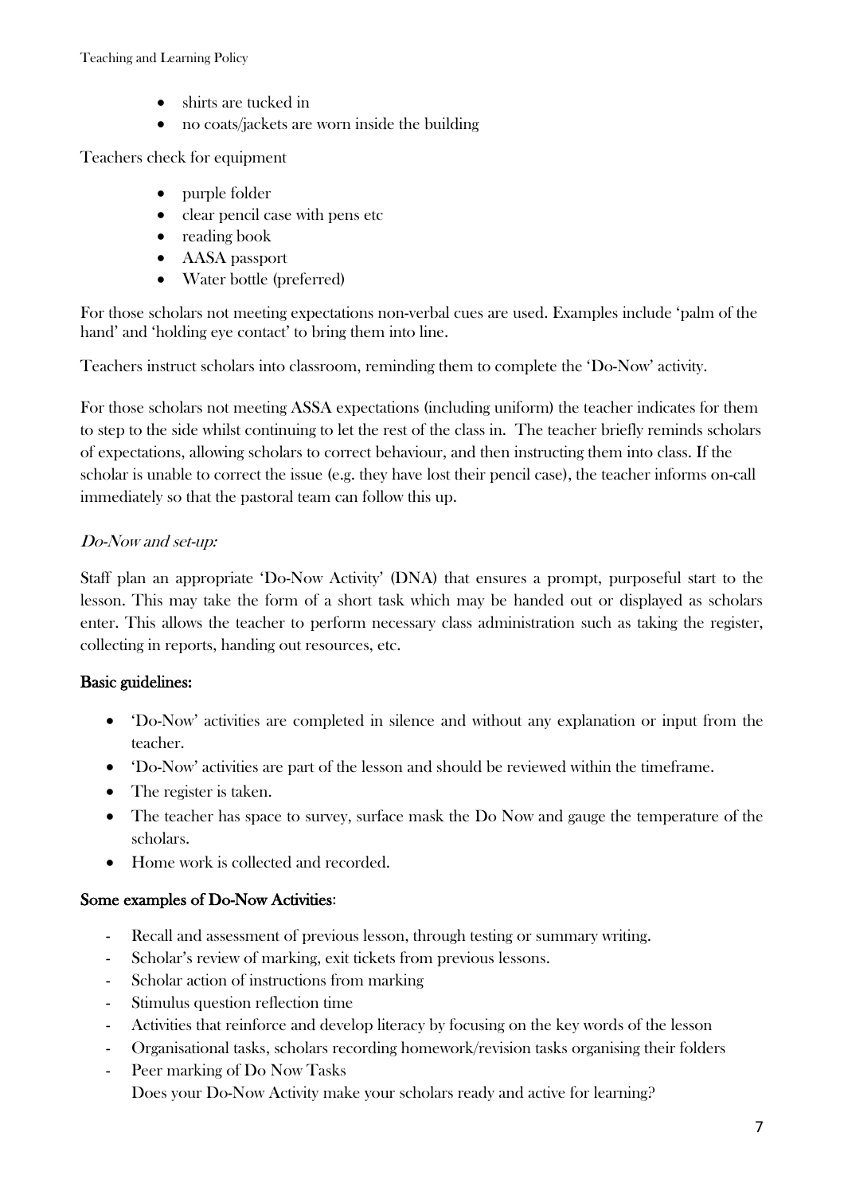- shirts are tucked in
- no coats/jackets are worn inside the building

Teachers check for equipment

- purple folder
- clear pencil case with pens etc
- reading book
- AASA passport
- Water bottle (preferred)

For those scholars not meeting expectations non-verbal cues are used. Examples include 'palm of the hand' and 'holding eye contact' to bring them into line.

Teachers instruct scholars into classroom, reminding them to complete the 'Do-Now' activity.

For those scholars not meeting ASSA expectations (including uniform) the teacher indicates for them to step to the side whilst continuing to let the rest of the class in. The teacher briefly reminds scholars of expectations, allowing scholars to correct behaviour, and then instructing them into class. If the scholar is unable to correct the issue (e.g. they have lost their pencil case), the teacher informs on-call immediately so that the pastoral team can follow this up.

*Do-Now and set-up:*

Staff plan an appropriate 'Do-Now Activity' (DNA) that ensures a prompt, purposeful start to the lesson. This may take the form of a short task which may be handed out or displayed as scholars enter. This allows the teacher to perform necessary class administration such as taking the register, collecting in reports, handing out resources, etc.

**Basic guidelines:**

- 'Do-Now' activities are completed in silence and without any explanation or input from the teacher.
- 'Do-Now' activities are part of the lesson and should be reviewed within the timeframe.
- The register is taken.
- The teacher has space to survey, surface mask the Do Now and gauge the temperature of the scholars.
- Home work is collected and recorded.

**Some examples of Do-Now Activities**:

- Recall and assessment of previous lesson, through testing or summary writing.
- Scholar's review of marking, exit tickets from previous lessons.
- Scholar action of instructions from marking
- Stimulus question reflection time
- Activities that reinforce and develop literacy by focusing on the key words of the lesson
- Organisational tasks, scholars recording homework/revision tasks organising their folders
- Peer marking of Do Now Tasks
  Does your Do-Now Activity make your scholars ready and active for learning?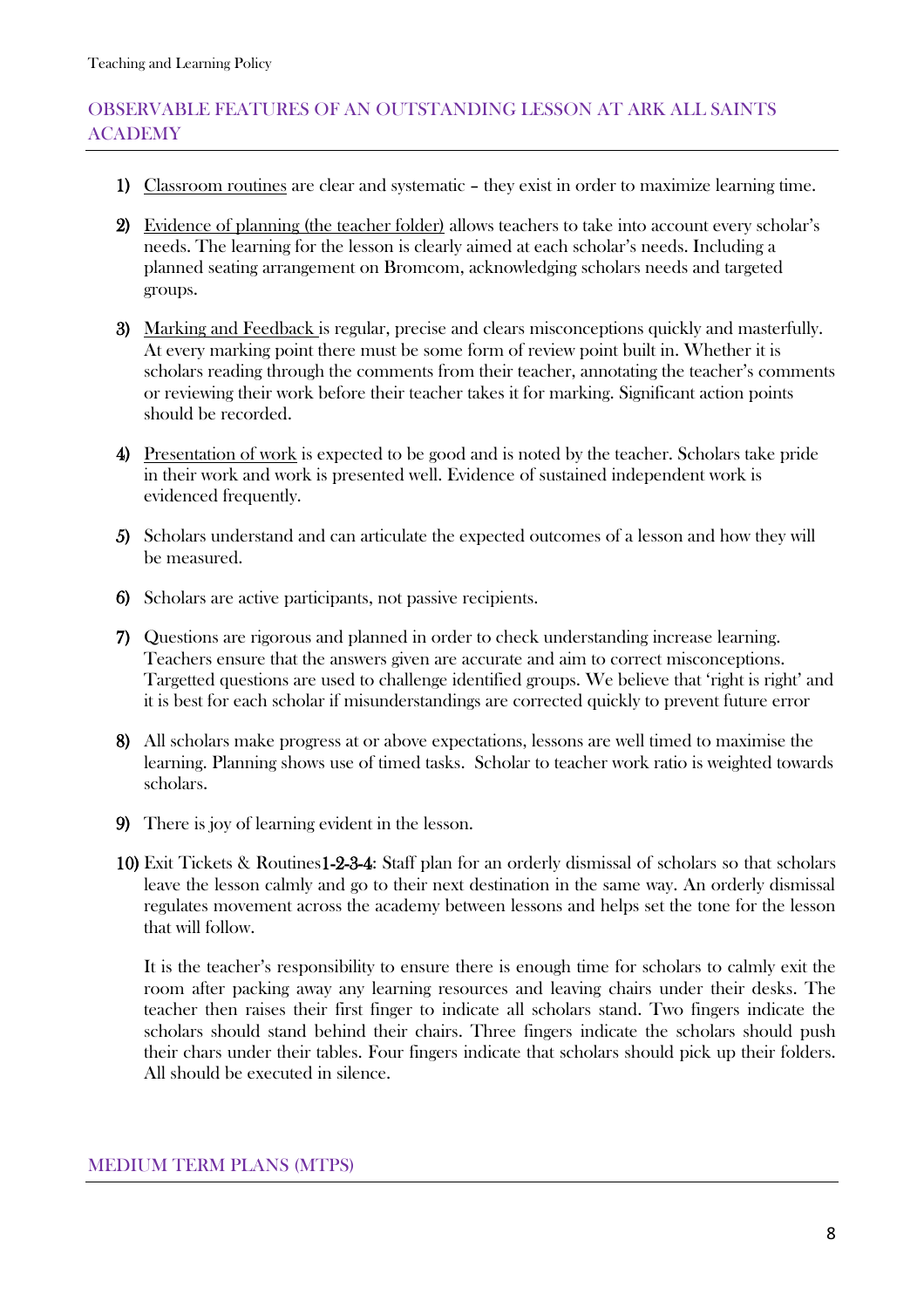## OBSERVABLE FEATURES OF AN OUTSTANDING LESSON AT ARK ALL SAINTS ACADEMY

1) Classroom routines are clear and systematic – they exist in order to maximize learning time.

2) Evidence of planning (the teacher folder) allows teachers to take into account every scholar's needs. The learning for the lesson is clearly aimed at each scholar's needs. Including a planned seating arrangement on Bromcom, acknowledging scholars needs and targeted groups.

3) Marking and Feedback is regular, precise and clears misconceptions quickly and masterfully. At every marking point there must be some form of review point built in. Whether it is scholars reading through the comments from their teacher, annotating the teacher's comments or reviewing their work before their teacher takes it for marking. Significant action points should be recorded.

4) Presentation of work is expected to be good and is noted by the teacher. Scholars take pride in their work and work is presented well. Evidence of sustained independent work is evidenced frequently.

5) Scholars understand and can articulate the expected outcomes of a lesson and how they will be measured.

6) Scholars are active participants, not passive recipients.

7) Questions are rigorous and planned in order to check understanding increase learning. Teachers ensure that the answers given are accurate and aim to correct misconceptions. Targetted questions are used to challenge identified groups. We believe that 'right is right' and it is best for each scholar if misunderstandings are corrected quickly to prevent future error

8) All scholars make progress at or above expectations, lessons are well timed to maximise the learning. Planning shows use of timed tasks. Scholar to teacher work ratio is weighted towards scholars.

9) There is joy of learning evident in the lesson.

10) Exit Tickets & Routines**1-2-3-4**: Staff plan for an orderly dismissal of scholars so that scholars leave the lesson calmly and go to their next destination in the same way. An orderly dismissal regulates movement across the academy between lessons and helps set the tone for the lesson that will follow.

    It is the teacher's responsibility to ensure there is enough time for scholars to calmly exit the room after packing away any learning resources and leaving chairs under their desks. The teacher then raises their first finger to indicate all scholars stand. Two fingers indicate the scholars should stand behind their chairs. Three fingers indicate the scholars should push their chars under their tables. Four fingers indicate that scholars should pick up their folders. All should be executed in silence.

## MEDIUM TERM PLANS (MTPS)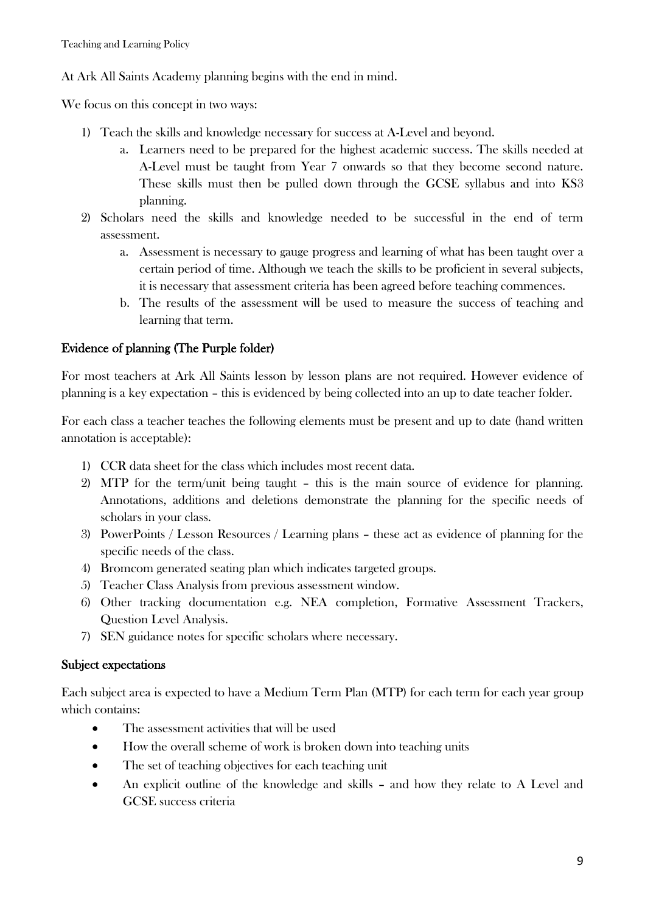At Ark All Saints Academy planning begins with the end in mind.

We focus on this concept in two ways:

1) Teach the skills and knowledge necessary for success at A-Level and beyond.
   a. Learners need to be prepared for the highest academic success. The skills needed at A-Level must be taught from Year 7 onwards so that they become second nature. These skills must then be pulled down through the GCSE syllabus and into KS3 planning.
2) Scholars need the skills and knowledge needed to be successful in the end of term assessment.
   a. Assessment is necessary to gauge progress and learning of what has been taught over a certain period of time. Although we teach the skills to be proficient in several subjects, it is necessary that assessment criteria has been agreed before teaching commences.
   b. The results of the assessment will be used to measure the success of teaching and learning that term.

## Evidence of planning (The Purple folder)

For most teachers at Ark All Saints lesson by lesson plans are not required. However evidence of planning is a key expectation – this is evidenced by being collected into an up to date teacher folder.

For each class a teacher teaches the following elements must be present and up to date (hand written annotation is acceptable):

1) CCR data sheet for the class which includes most recent data.
2) MTP for the term/unit being taught – this is the main source of evidence for planning. Annotations, additions and deletions demonstrate the planning for the specific needs of scholars in your class.
3) PowerPoints / Lesson Resources / Learning plans – these act as evidence of planning for the specific needs of the class.
4) Bromcom generated seating plan which indicates targeted groups.
5) Teacher Class Analysis from previous assessment window.
6) Other tracking documentation e.g. NEA completion, Formative Assessment Trackers, Question Level Analysis.
7) SEN guidance notes for specific scholars where necessary.

## Subject expectations

Each subject area is expected to have a Medium Term Plan (MTP) for each term for each year group which contains:

- The assessment activities that will be used
- How the overall scheme of work is broken down into teaching units
- The set of teaching objectives for each teaching unit
- An explicit outline of the knowledge and skills – and how they relate to A Level and GCSE success criteria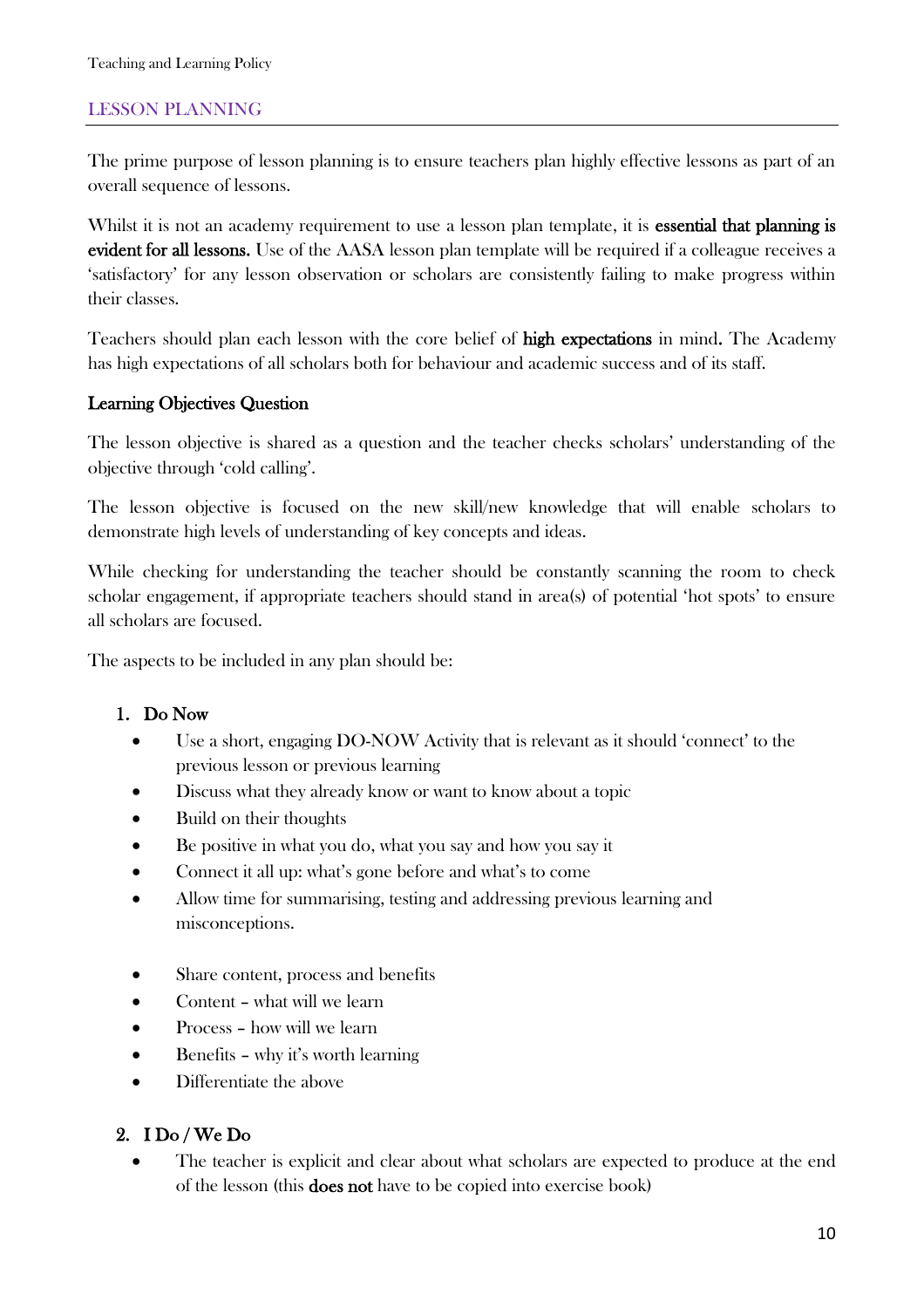## LESSON PLANNING

The prime purpose of lesson planning is to ensure teachers plan highly effective lessons as part of an overall sequence of lessons.

Whilst it is not an academy requirement to use a lesson plan template, it is **essential that planning is evident for all lessons.** Use of the AASA lesson plan template will be required if a colleague receives a 'satisfactory' for any lesson observation or scholars are consistently failing to make progress within their classes.

Teachers should plan each lesson with the core belief of **high expectations** in mind**.** The Academy has high expectations of all scholars both for behaviour and academic success and of its staff.

### Learning Objectives Question

The lesson objective is shared as a question and the teacher checks scholars' understanding of the objective through 'cold calling'.

The lesson objective is focused on the new skill/new knowledge that will enable scholars to demonstrate high levels of understanding of key concepts and ideas.

While checking for understanding the teacher should be constantly scanning the room to check scholar engagement, if appropriate teachers should stand in area(s) of potential 'hot spots' to ensure all scholars are focused.

The aspects to be included in any plan should be:

1. **Do Now**
   - Use a short, engaging DO-NOW Activity that is relevant as it should 'connect' to the previous lesson or previous learning
   - Discuss what they already know or want to know about a topic
   - Build on their thoughts
   - Be positive in what you do, what you say and how you say it
   - Connect it all up: what's gone before and what's to come
   - Allow time for summarising, testing and addressing previous learning and misconceptions.

   - Share content, process and benefits
   - Content – what will we learn
   - Process – how will we learn
   - Benefits – why it's worth learning
   - Differentiate the above

2. **I Do / We Do**
   - The teacher is explicit and clear about what scholars are expected to produce at the end of the lesson (this **does not** have to be copied into exercise book)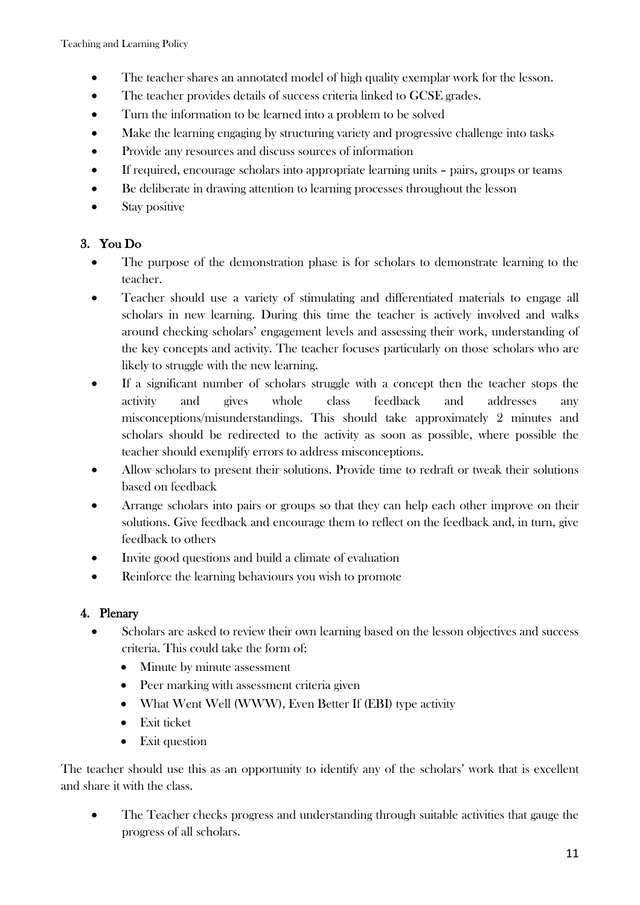- The teacher shares an annotated model of high quality exemplar work for the lesson.
- The teacher provides details of success criteria linked to GCSE grades.
- Turn the information to be learned into a problem to be solved
- Make the learning engaging by structuring variety and progressive challenge into tasks
- Provide any resources and discuss sources of information
- If required, encourage scholars into appropriate learning units – pairs, groups or teams
- Be deliberate in drawing attention to learning processes throughout the lesson
- Stay positive

### 3. You Do

- The purpose of the demonstration phase is for scholars to demonstrate learning to the teacher.
- Teacher should use a variety of stimulating and differentiated materials to engage all scholars in new learning. During this time the teacher is actively involved and walks around checking scholars' engagement levels and assessing their work, understanding of the key concepts and activity. The teacher focuses particularly on those scholars who are likely to struggle with the new learning.
- If a significant number of scholars struggle with a concept then the teacher stops the activity and gives whole class feedback and addresses any misconceptions/misunderstandings. This should take approximately 2 minutes and scholars should be redirected to the activity as soon as possible, where possible the teacher should exemplify errors to address misconceptions.
- Allow scholars to present their solutions. Provide time to redraft or tweak their solutions based on feedback
- Arrange scholars into pairs or groups so that they can help each other improve on their solutions. Give feedback and encourage them to reflect on the feedback and, in turn, give feedback to others
- Invite good questions and build a climate of evaluation
- Reinforce the learning behaviours you wish to promote

### 4. Plenary

- Scholars are asked to review their own learning based on the lesson objectives and success criteria. This could take the form of:
  - Minute by minute assessment
  - Peer marking with assessment criteria given
  - What Went Well (WWW), Even Better If (EBI) type activity
  - Exit ticket
  - Exit question

The teacher should use this as an opportunity to identify any of the scholars' work that is excellent and share it with the class.

- The Teacher checks progress and understanding through suitable activities that gauge the progress of all scholars.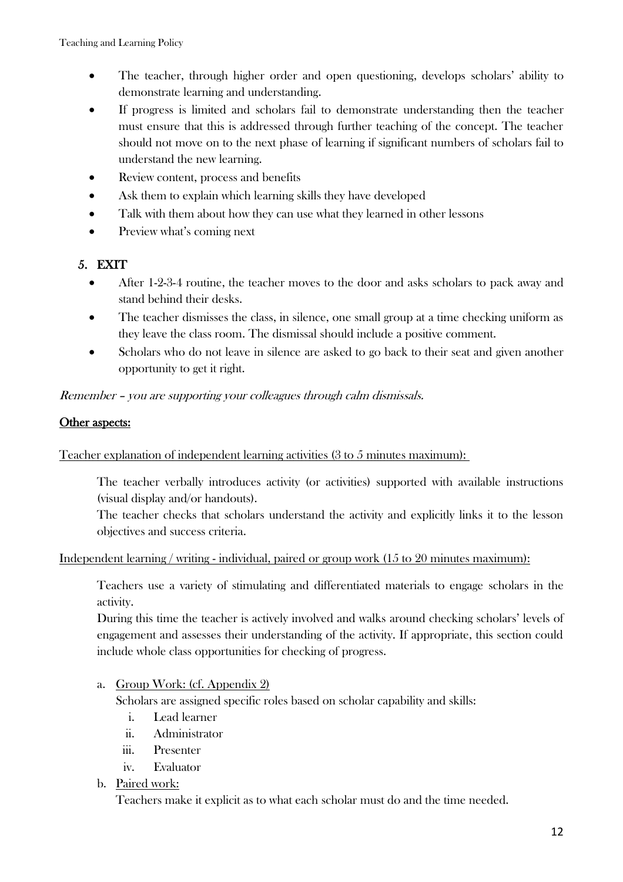- The teacher, through higher order and open questioning, develops scholars' ability to demonstrate learning and understanding.
- If progress is limited and scholars fail to demonstrate understanding then the teacher must ensure that this is addressed through further teaching of the concept. The teacher should not move on to the next phase of learning if significant numbers of scholars fail to understand the new learning.
- Review content, process and benefits
- Ask them to explain which learning skills they have developed
- Talk with them about how they can use what they learned in other lessons
- Preview what's coming next

### 5. EXIT

- After 1-2-3-4 routine, the teacher moves to the door and asks scholars to pack away and stand behind their desks.
- The teacher dismisses the class, in silence, one small group at a time checking uniform as they leave the class room. The dismissal should include a positive comment.
- Scholars who do not leave in silence are asked to go back to their seat and given another opportunity to get it right.

*Remember – you are supporting your colleagues through calm dismissals.*

**<u>Other aspects:</u>**

<u>Teacher explanation of independent learning activities (3 to 5 minutes maximum):</u>

The teacher verbally introduces activity (or activities) supported with available instructions (visual display and/or handouts).

The teacher checks that scholars understand the activity and explicitly links it to the lesson objectives and success criteria.

<u>Independent learning / writing - individual, paired or group work (15 to 20 minutes maximum):</u>

Teachers use a variety of stimulating and differentiated materials to engage scholars in the activity.

During this time the teacher is actively involved and walks around checking scholars' levels of engagement and assesses their understanding of the activity. If appropriate, this section could include whole class opportunities for checking of progress.

a. <u>Group Work: (cf. Appendix 2)</u>

   Scholars are assigned specific roles based on scholar capability and skills:

   i. Lead learner
   ii. Administrator
   iii. Presenter
   iv. Evaluator

b. <u>Paired work:</u>

   Teachers make it explicit as to what each scholar must do and the time needed.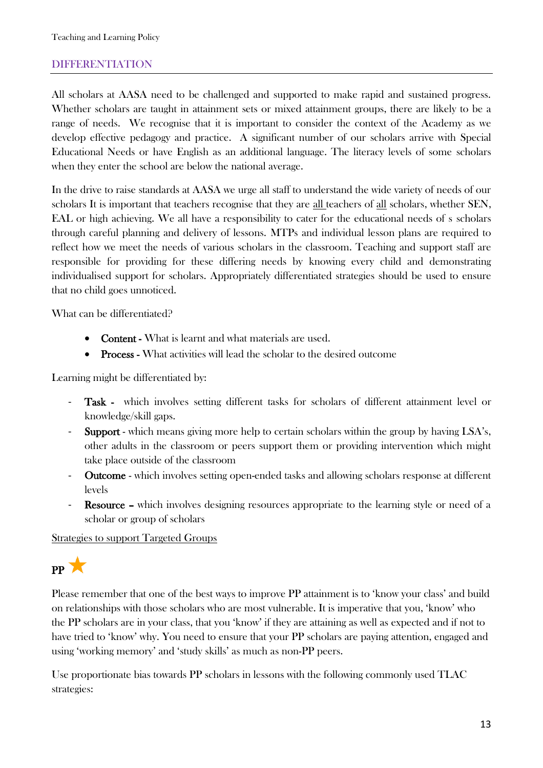## DIFFERENTIATION

All scholars at AASA need to be challenged and supported to make rapid and sustained progress. Whether scholars are taught in attainment sets or mixed attainment groups, there are likely to be a range of needs. We recognise that it is important to consider the context of the Academy as we develop effective pedagogy and practice. A significant number of our scholars arrive with Special Educational Needs or have English as an additional language. The literacy levels of some scholars when they enter the school are below the national average.

In the drive to raise standards at AASA we urge all staff to understand the wide variety of needs of our scholars It is important that teachers recognise that they are <u>all</u> teachers of <u>all</u> scholars, whether SEN, EAL or high achieving. We all have a responsibility to cater for the educational needs of s scholars through careful planning and delivery of lessons. MTPs and individual lesson plans are required to reflect how we meet the needs of various scholars in the classroom. Teaching and support staff are responsible for providing for these differing needs by knowing every child and demonstrating individualised support for scholars. Appropriately differentiated strategies should be used to ensure that no child goes unnoticed.

What can be differentiated?

- **Content -** What is learnt and what materials are used.
- **Process -** What activities will lead the scholar to the desired outcome

Learning might be differentiated by:

- **Task -** which involves setting different tasks for scholars of different attainment level or knowledge/skill gaps.
- **Support** - which means giving more help to certain scholars within the group by having LSA's, other adults in the classroom or peers support them or providing intervention which might take place outside of the classroom
- **Outcome** - which involves setting open-ended tasks and allowing scholars response at different levels
- **Resource –** which involves designing resources appropriate to the learning style or need of a scholar or group of scholars

<u>Strategies to support Targeted Groups</u>

**PP** ★

Please remember that one of the best ways to improve PP attainment is to 'know your class' and build on relationships with those scholars who are most vulnerable. It is imperative that you, 'know' who the PP scholars are in your class, that you 'know' if they are attaining as well as expected and if not to have tried to 'know' why. You need to ensure that your PP scholars are paying attention, engaged and using 'working memory' and 'study skills' as much as non-PP peers.

Use proportionate bias towards PP scholars in lessons with the following commonly used TLAC strategies: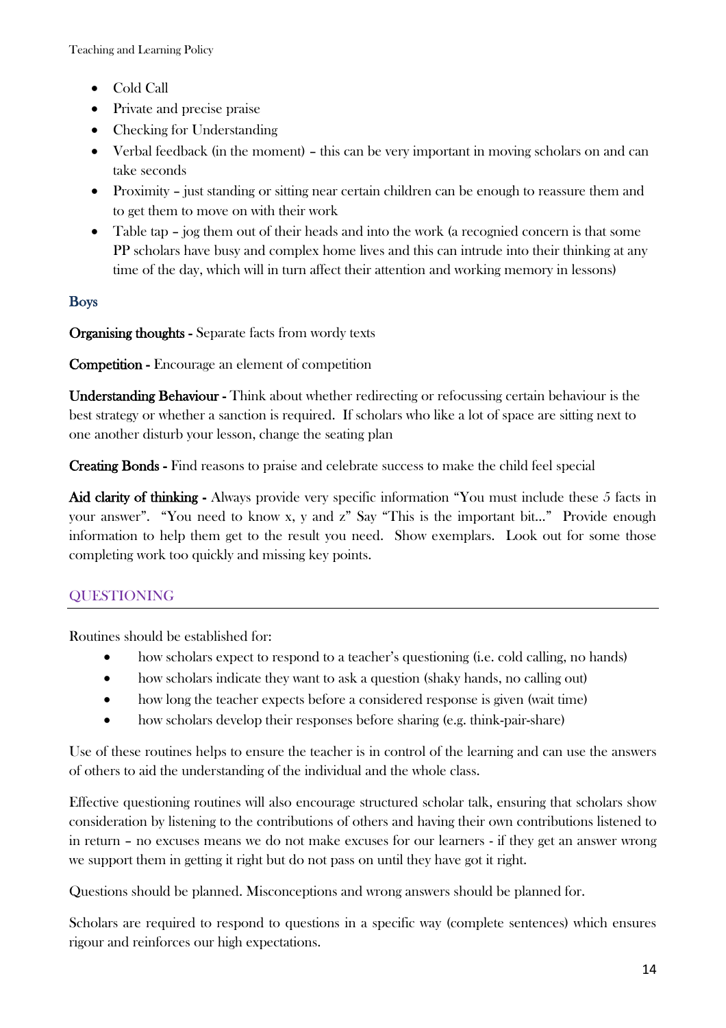- Cold Call
- Private and precise praise
- Checking for Understanding
- Verbal feedback (in the moment) – this can be very important in moving scholars on and can take seconds
- Proximity – just standing or sitting near certain children can be enough to reassure them and to get them to move on with their work
- Table tap – jog them out of their heads and into the work (a recognied concern is that some PP scholars have busy and complex home lives and this can intrude into their thinking at any time of the day, which will in turn affect their attention and working memory in lessons)

### Boys

**Organising thoughts -** Separate facts from wordy texts

**Competition -** Encourage an element of competition

**Understanding Behaviour -** Think about whether redirecting or refocussing certain behaviour is the best strategy or whether a sanction is required. If scholars who like a lot of space are sitting next to one another disturb your lesson, change the seating plan

**Creating Bonds -** Find reasons to praise and celebrate success to make the child feel special

**Aid clarity of thinking -** Always provide very specific information "You must include these 5 facts in your answer". "You need to know x, y and z" Say "This is the important bit…" Provide enough information to help them get to the result you need. Show exemplars. Look out for some those completing work too quickly and missing key points.

## QUESTIONING

Routines should be established for:

- how scholars expect to respond to a teacher's questioning (i.e. cold calling, no hands)
- how scholars indicate they want to ask a question (shaky hands, no calling out)
- how long the teacher expects before a considered response is given (wait time)
- how scholars develop their responses before sharing (e.g. think-pair-share)

Use of these routines helps to ensure the teacher is in control of the learning and can use the answers of others to aid the understanding of the individual and the whole class.

Effective questioning routines will also encourage structured scholar talk, ensuring that scholars show consideration by listening to the contributions of others and having their own contributions listened to in return – no excuses means we do not make excuses for our learners - if they get an answer wrong we support them in getting it right but do not pass on until they have got it right.

Questions should be planned. Misconceptions and wrong answers should be planned for.

Scholars are required to respond to questions in a specific way (complete sentences) which ensures rigour and reinforces our high expectations.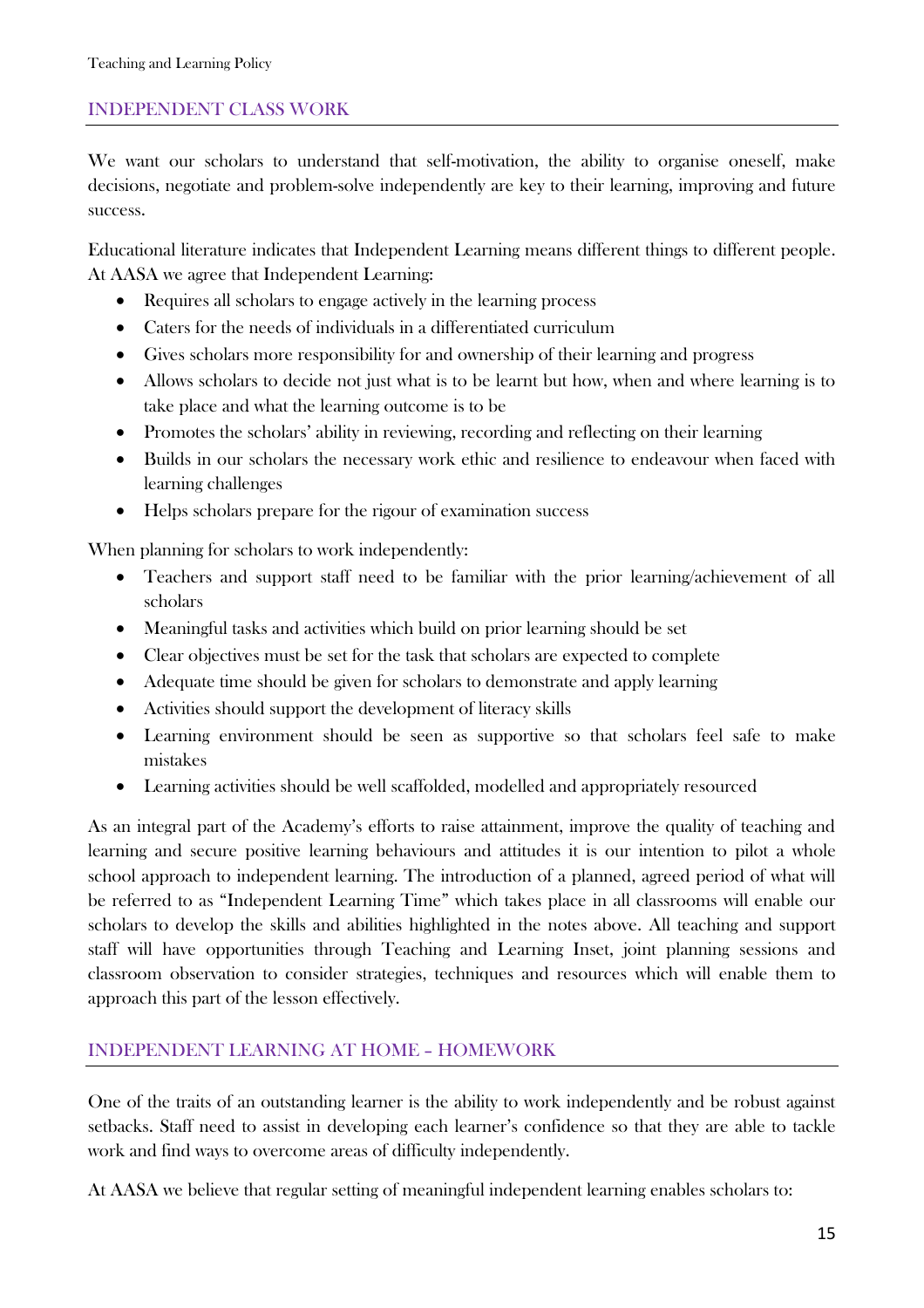## INDEPENDENT CLASS WORK

We want our scholars to understand that self-motivation, the ability to organise oneself, make decisions, negotiate and problem-solve independently are key to their learning, improving and future success.

Educational literature indicates that Independent Learning means different things to different people. At AASA we agree that Independent Learning:

- Requires all scholars to engage actively in the learning process
- Caters for the needs of individuals in a differentiated curriculum
- Gives scholars more responsibility for and ownership of their learning and progress
- Allows scholars to decide not just what is to be learnt but how, when and where learning is to take place and what the learning outcome is to be
- Promotes the scholars' ability in reviewing, recording and reflecting on their learning
- Builds in our scholars the necessary work ethic and resilience to endeavour when faced with learning challenges
- Helps scholars prepare for the rigour of examination success

When planning for scholars to work independently:

- Teachers and support staff need to be familiar with the prior learning/achievement of all scholars
- Meaningful tasks and activities which build on prior learning should be set
- Clear objectives must be set for the task that scholars are expected to complete
- Adequate time should be given for scholars to demonstrate and apply learning
- Activities should support the development of literacy skills
- Learning environment should be seen as supportive so that scholars feel safe to make mistakes
- Learning activities should be well scaffolded, modelled and appropriately resourced

As an integral part of the Academy's efforts to raise attainment, improve the quality of teaching and learning and secure positive learning behaviours and attitudes it is our intention to pilot a whole school approach to independent learning. The introduction of a planned, agreed period of what will be referred to as "Independent Learning Time" which takes place in all classrooms will enable our scholars to develop the skills and abilities highlighted in the notes above. All teaching and support staff will have opportunities through Teaching and Learning Inset, joint planning sessions and classroom observation to consider strategies, techniques and resources which will enable them to approach this part of the lesson effectively.

## INDEPENDENT LEARNING AT HOME – HOMEWORK

One of the traits of an outstanding learner is the ability to work independently and be robust against setbacks. Staff need to assist in developing each learner's confidence so that they are able to tackle work and find ways to overcome areas of difficulty independently.

At AASA we believe that regular setting of meaningful independent learning enables scholars to: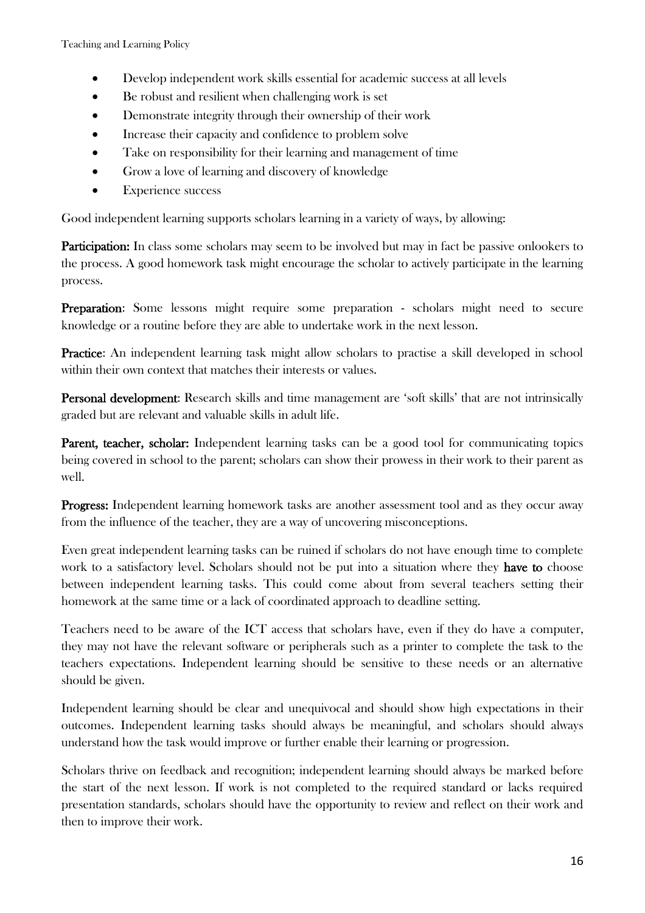- Develop independent work skills essential for academic success at all levels
- Be robust and resilient when challenging work is set
- Demonstrate integrity through their ownership of their work
- Increase their capacity and confidence to problem solve
- Take on responsibility for their learning and management of time
- Grow a love of learning and discovery of knowledge
- Experience success

Good independent learning supports scholars learning in a variety of ways, by allowing:

**Participation:** In class some scholars may seem to be involved but may in fact be passive onlookers to the process. A good homework task might encourage the scholar to actively participate in the learning process.

**Preparation**: Some lessons might require some preparation - scholars might need to secure knowledge or a routine before they are able to undertake work in the next lesson.

**Practice**: An independent learning task might allow scholars to practise a skill developed in school within their own context that matches their interests or values.

**Personal development**: Research skills and time management are 'soft skills' that are not intrinsically graded but are relevant and valuable skills in adult life.

**Parent, teacher, scholar:** Independent learning tasks can be a good tool for communicating topics being covered in school to the parent; scholars can show their prowess in their work to their parent as well.

**Progress:** Independent learning homework tasks are another assessment tool and as they occur away from the influence of the teacher, they are a way of uncovering misconceptions.

Even great independent learning tasks can be ruined if scholars do not have enough time to complete work to a satisfactory level. Scholars should not be put into a situation where they **have to** choose between independent learning tasks. This could come about from several teachers setting their homework at the same time or a lack of coordinated approach to deadline setting.

Teachers need to be aware of the ICT access that scholars have, even if they do have a computer, they may not have the relevant software or peripherals such as a printer to complete the task to the teachers expectations. Independent learning should be sensitive to these needs or an alternative should be given.

Independent learning should be clear and unequivocal and should show high expectations in their outcomes. Independent learning tasks should always be meaningful, and scholars should always understand how the task would improve or further enable their learning or progression.

Scholars thrive on feedback and recognition; independent learning should always be marked before the start of the next lesson. If work is not completed to the required standard or lacks required presentation standards, scholars should have the opportunity to review and reflect on their work and then to improve their work.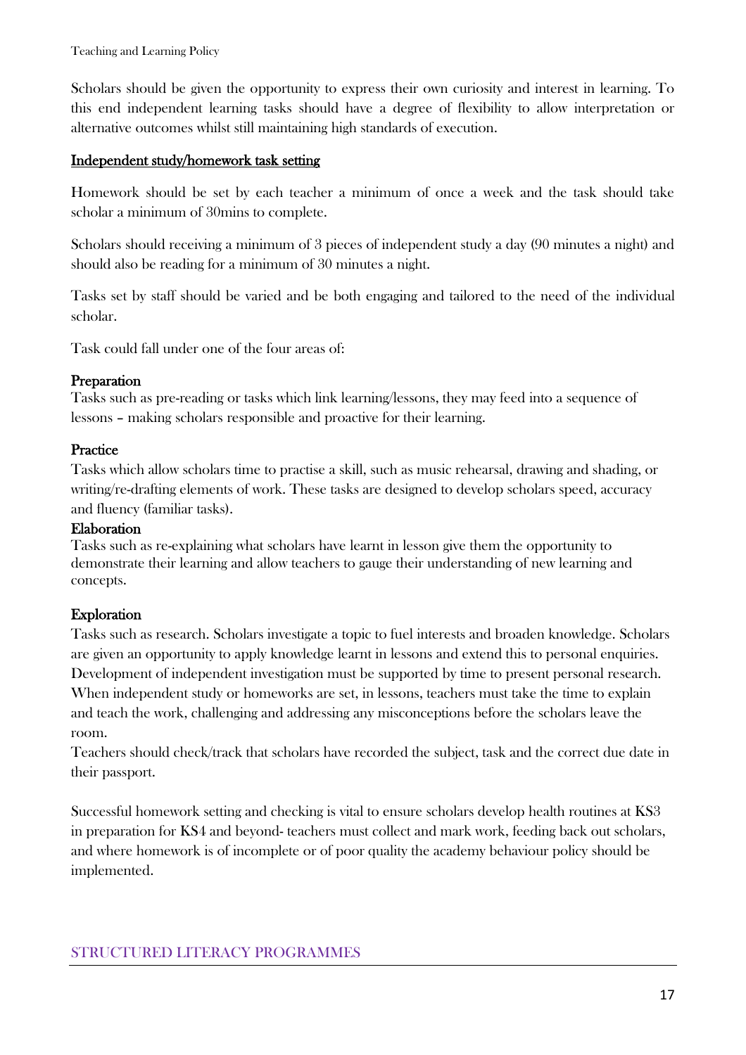Scholars should be given the opportunity to express their own curiosity and interest in learning. To this end independent learning tasks should have a degree of flexibility to allow interpretation or alternative outcomes whilst still maintaining high standards of execution.

**Independent study/homework task setting**

Homework should be set by each teacher a minimum of once a week and the task should take scholar a minimum of 30mins to complete.

Scholars should receiving a minimum of 3 pieces of independent study a day (90 minutes a night) and should also be reading for a minimum of 30 minutes a night.

Tasks set by staff should be varied and be both engaging and tailored to the need of the individual scholar.

Task could fall under one of the four areas of:

**Preparation**
Tasks such as pre-reading or tasks which link learning/lessons, they may feed into a sequence of lessons – making scholars responsible and proactive for their learning.

**Practice**
Tasks which allow scholars time to practise a skill, such as music rehearsal, drawing and shading, or writing/re-drafting elements of work. These tasks are designed to develop scholars speed, accuracy and fluency (familiar tasks).

**Elaboration**
Tasks such as re-explaining what scholars have learnt in lesson give them the opportunity to demonstrate their learning and allow teachers to gauge their understanding of new learning and concepts.

**Exploration**
Tasks such as research. Scholars investigate a topic to fuel interests and broaden knowledge. Scholars are given an opportunity to apply knowledge learnt in lessons and extend this to personal enquiries. Development of independent investigation must be supported by time to present personal research. When independent study or homeworks are set, in lessons, teachers must take the time to explain and teach the work, challenging and addressing any misconceptions before the scholars leave the room.
Teachers should check/track that scholars have recorded the subject, task and the correct due date in their passport.

Successful homework setting and checking is vital to ensure scholars develop health routines at KS3 in preparation for KS4 and beyond- teachers must collect and mark work, feeding back out scholars, and where homework is of incomplete or of poor quality the academy behaviour policy should be implemented.

## STRUCTURED LITERACY PROGRAMMES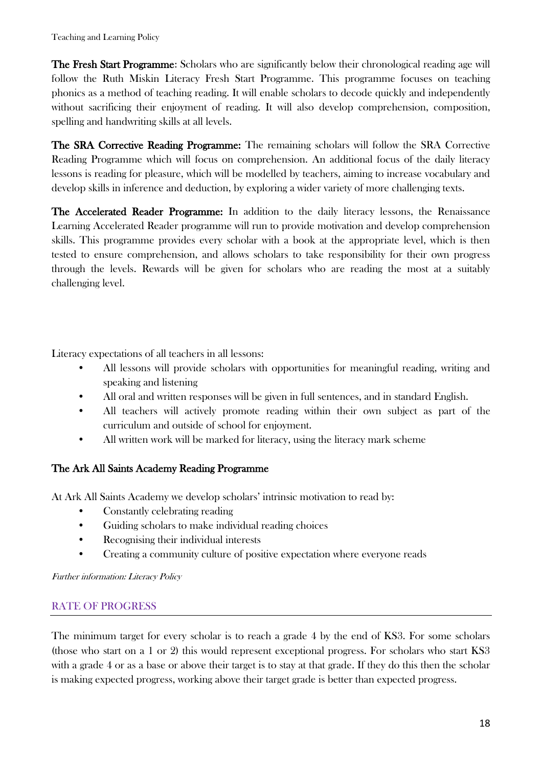**The Fresh Start Programme**: Scholars who are significantly below their chronological reading age will follow the Ruth Miskin Literacy Fresh Start Programme. This programme focuses on teaching phonics as a method of teaching reading. It will enable scholars to decode quickly and independently without sacrificing their enjoyment of reading. It will also develop comprehension, composition, spelling and handwriting skills at all levels.

**The SRA Corrective Reading Programme:** The remaining scholars will follow the SRA Corrective Reading Programme which will focus on comprehension. An additional focus of the daily literacy lessons is reading for pleasure, which will be modelled by teachers, aiming to increase vocabulary and develop skills in inference and deduction, by exploring a wider variety of more challenging texts.

**The Accelerated Reader Programme:** In addition to the daily literacy lessons, the Renaissance Learning Accelerated Reader programme will run to provide motivation and develop comprehension skills. This programme provides every scholar with a book at the appropriate level, which is then tested to ensure comprehension, and allows scholars to take responsibility for their own progress through the levels. Rewards will be given for scholars who are reading the most at a suitably challenging level.

Literacy expectations of all teachers in all lessons:

- All lessons will provide scholars with opportunities for meaningful reading, writing and speaking and listening
- All oral and written responses will be given in full sentences, and in standard English.
- All teachers will actively promote reading within their own subject as part of the curriculum and outside of school for enjoyment.
- All written work will be marked for literacy, using the literacy mark scheme

**The Ark All Saints Academy Reading Programme**

At Ark All Saints Academy we develop scholars' intrinsic motivation to read by:

- Constantly celebrating reading
- Guiding scholars to make individual reading choices
- Recognising their individual interests
- Creating a community culture of positive expectation where everyone reads

*Further information: Literacy Policy*

## RATE OF PROGRESS

The minimum target for every scholar is to reach a grade 4 by the end of KS3. For some scholars (those who start on a 1 or 2) this would represent exceptional progress. For scholars who start KS3 with a grade 4 or as a base or above their target is to stay at that grade. If they do this then the scholar is making expected progress, working above their target grade is better than expected progress.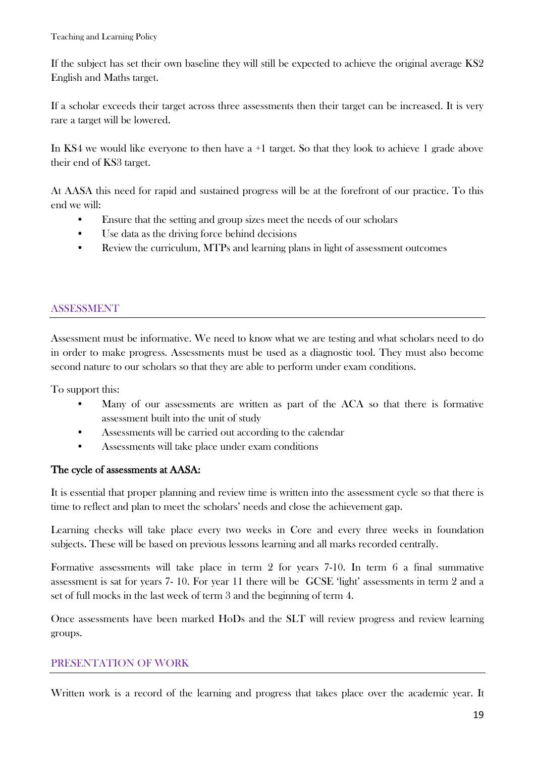If the subject has set their own baseline they will still be expected to achieve the original average KS2 English and Maths target.

If a scholar exceeds their target across three assessments then their target can be increased. It is very rare a target will be lowered.

In KS4 we would like everyone to then have a +1 target. So that they look to achieve 1 grade above their end of KS3 target.

At AASA this need for rapid and sustained progress will be at the forefront of our practice. To this end we will:

- Ensure that the setting and group sizes meet the needs of our scholars
- Use data as the driving force behind decisions
- Review the curriculum, MTPs and learning plans in light of assessment outcomes

## ASSESSMENT

Assessment must be informative. We need to know what we are testing and what scholars need to do in order to make progress. Assessments must be used as a diagnostic tool. They must also become second nature to our scholars so that they are able to perform under exam conditions.

To support this:

- Many of our assessments are written as part of the ACA so that there is formative assessment built into the unit of study
- Assessments will be carried out according to the calendar
- Assessments will take place under exam conditions

### The cycle of assessments at AASA:

It is essential that proper planning and review time is written into the assessment cycle so that there is time to reflect and plan to meet the scholars' needs and close the achievement gap.

Learning checks will take place every two weeks in Core and every three weeks in foundation subjects. These will be based on previous lessons learning and all marks recorded centrally.

Formative assessments will take place in term 2 for years 7-10. In term 6 a final summative assessment is sat for years 7- 10. For year 11 there will be GCSE 'light' assessments in term 2 and a set of full mocks in the last week of term 3 and the beginning of term 4.

Once assessments have been marked HoDs and the SLT will review progress and review learning groups.

## PRESENTATION OF WORK

Written work is a record of the learning and progress that takes place over the academic year. It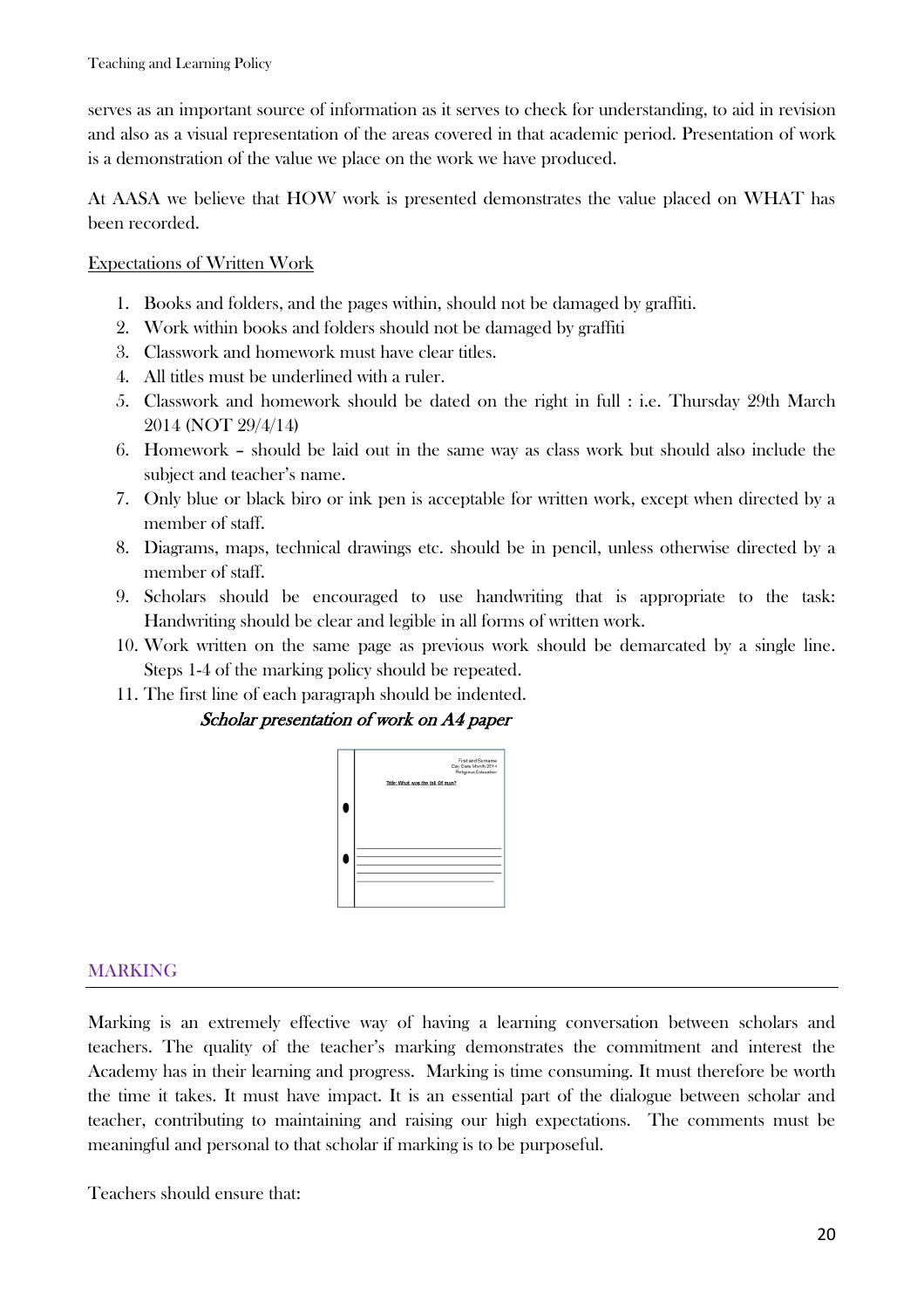serves as an important source of information as it serves to check for understanding, to aid in revision and also as a visual representation of the areas covered in that academic period. Presentation of work is a demonstration of the value we place on the work we have produced.

At AASA we believe that HOW work is presented demonstrates the value placed on WHAT has been recorded.

Expectations of Written Work

1. Books and folders, and the pages within, should not be damaged by graffiti.
2. Work within books and folders should not be damaged by graffiti
3. Classwork and homework must have clear titles.
4. All titles must be underlined with a ruler.
5. Classwork and homework should be dated on the right in full : i.e. Thursday 29th March 2014 (NOT 29/4/14)
6. Homework – should be laid out in the same way as class work but should also include the subject and teacher's name.
7. Only blue or black biro or ink pen is acceptable for written work, except when directed by a member of staff.
8. Diagrams, maps, technical drawings etc. should be in pencil, unless otherwise directed by a member of staff.
9. Scholars should be encouraged to use handwriting that is appropriate to the task: Handwriting should be clear and legible in all forms of written work.
10. Work written on the same page as previous work should be demarcated by a single line. Steps 1-4 of the marking policy should be repeated.
11. The first line of each paragraph should be indented.

*Scholar presentation of work on A4 paper*

First and Surname
Day Date Month 2014
Religious Education

Title: What was the fall Of man?

## MARKING

Marking is an extremely effective way of having a learning conversation between scholars and teachers. The quality of the teacher's marking demonstrates the commitment and interest the Academy has in their learning and progress. Marking is time consuming. It must therefore be worth the time it takes. It must have impact. It is an essential part of the dialogue between scholar and teacher, contributing to maintaining and raising our high expectations. The comments must be meaningful and personal to that scholar if marking is to be purposeful.

Teachers should ensure that: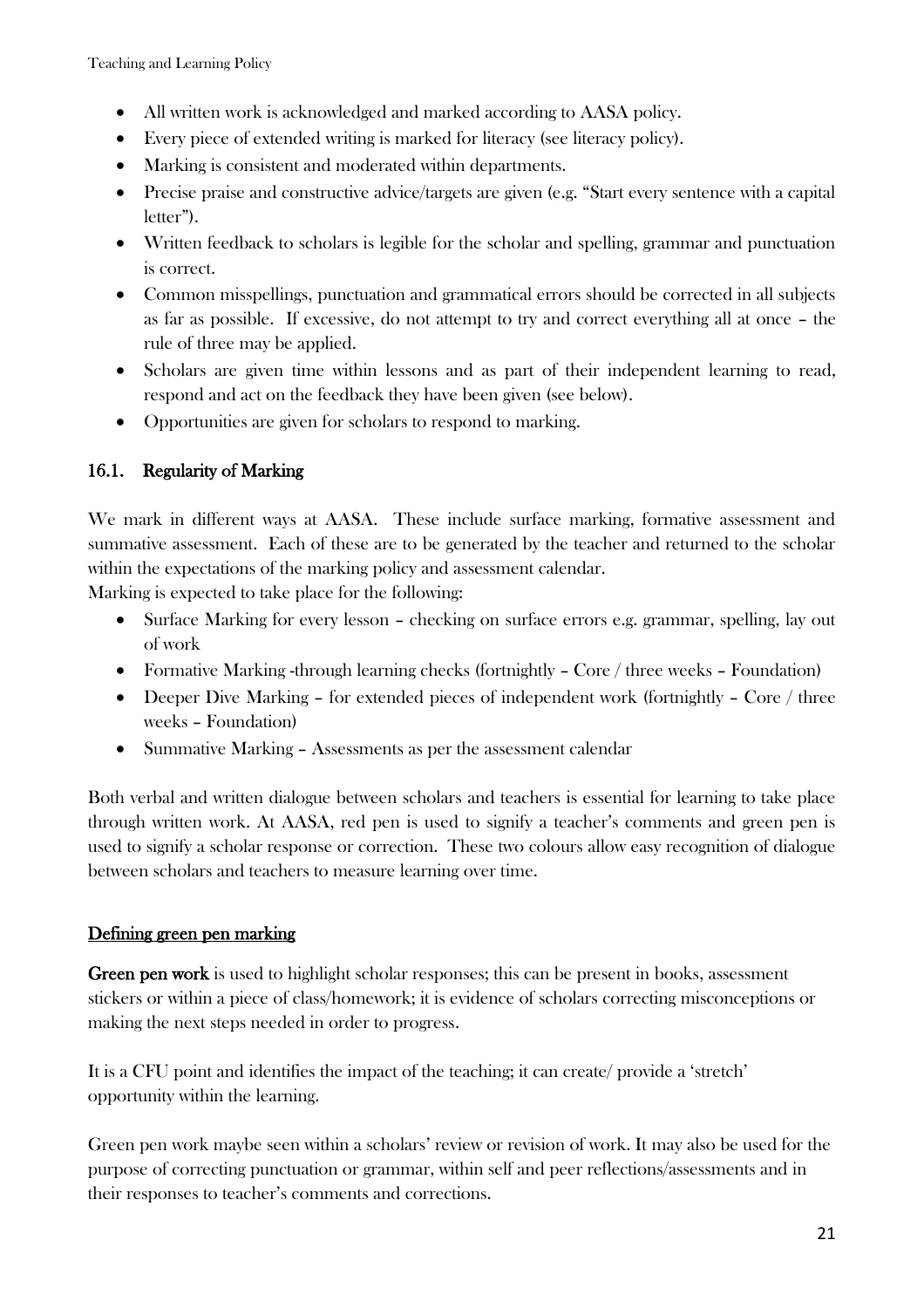- All written work is acknowledged and marked according to AASA policy.
- Every piece of extended writing is marked for literacy (see literacy policy).
- Marking is consistent and moderated within departments.
- Precise praise and constructive advice/targets are given (e.g. "Start every sentence with a capital letter").
- Written feedback to scholars is legible for the scholar and spelling, grammar and punctuation is correct.
- Common misspellings, punctuation and grammatical errors should be corrected in all subjects as far as possible. If excessive, do not attempt to try and correct everything all at once – the rule of three may be applied.
- Scholars are given time within lessons and as part of their independent learning to read, respond and act on the feedback they have been given (see below).
- Opportunities are given for scholars to respond to marking.

### 16.1. Regularity of Marking

We mark in different ways at AASA. These include surface marking, formative assessment and summative assessment. Each of these are to be generated by the teacher and returned to the scholar within the expectations of the marking policy and assessment calendar.

Marking is expected to take place for the following:

- Surface Marking for every lesson – checking on surface errors e.g. grammar, spelling, lay out of work
- Formative Marking -through learning checks (fortnightly – Core / three weeks – Foundation)
- Deeper Dive Marking – for extended pieces of independent work (fortnightly – Core / three weeks – Foundation)
- Summative Marking – Assessments as per the assessment calendar

Both verbal and written dialogue between scholars and teachers is essential for learning to take place through written work. At AASA, red pen is used to signify a teacher's comments and green pen is used to signify a scholar response or correction. These two colours allow easy recognition of dialogue between scholars and teachers to measure learning over time.

**<u>Defining green pen marking</u>**

**Green pen work** is used to highlight scholar responses; this can be present in books, assessment stickers or within a piece of class/homework; it is evidence of scholars correcting misconceptions or making the next steps needed in order to progress.

It is a CFU point and identifies the impact of the teaching; it can create/ provide a 'stretch' opportunity within the learning.

Green pen work maybe seen within a scholars' review or revision of work. It may also be used for the purpose of correcting punctuation or grammar, within self and peer reflections/assessments and in their responses to teacher's comments and corrections.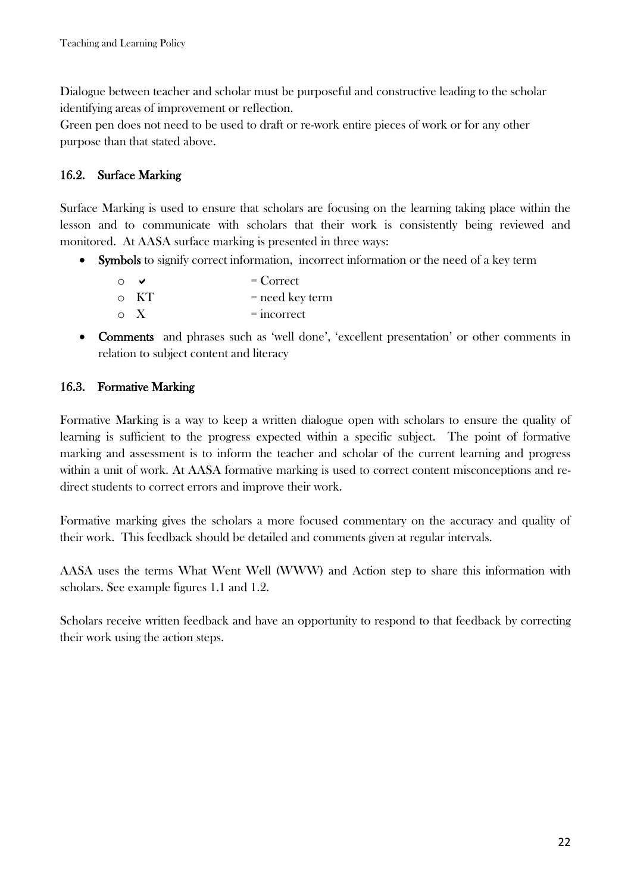Dialogue between teacher and scholar must be purposeful and constructive leading to the scholar identifying areas of improvement or reflection.
Green pen does not need to be used to draft or re-work entire pieces of work or for any other purpose than that stated above.

### 16.2. Surface Marking

Surface Marking is used to ensure that scholars are focusing on the learning taking place within the lesson and to communicate with scholars that their work is consistently being reviewed and monitored. At AASA surface marking is presented in three ways:

- **Symbols** to signify correct information, incorrect information or the need of a key term
  - ✔ = Correct
  - KT = need key term
  - X = incorrect
- **Comments** and phrases such as 'well done', 'excellent presentation' or other comments in relation to subject content and literacy

### 16.3. Formative Marking

Formative Marking is a way to keep a written dialogue open with scholars to ensure the quality of learning is sufficient to the progress expected within a specific subject. The point of formative marking and assessment is to inform the teacher and scholar of the current learning and progress within a unit of work. At AASA formative marking is used to correct content misconceptions and re-direct students to correct errors and improve their work.

Formative marking gives the scholars a more focused commentary on the accuracy and quality of their work. This feedback should be detailed and comments given at regular intervals.

AASA uses the terms What Went Well (WWW) and Action step to share this information with scholars. See example figures 1.1 and 1.2.

Scholars receive written feedback and have an opportunity to respond to that feedback by correcting their work using the action steps.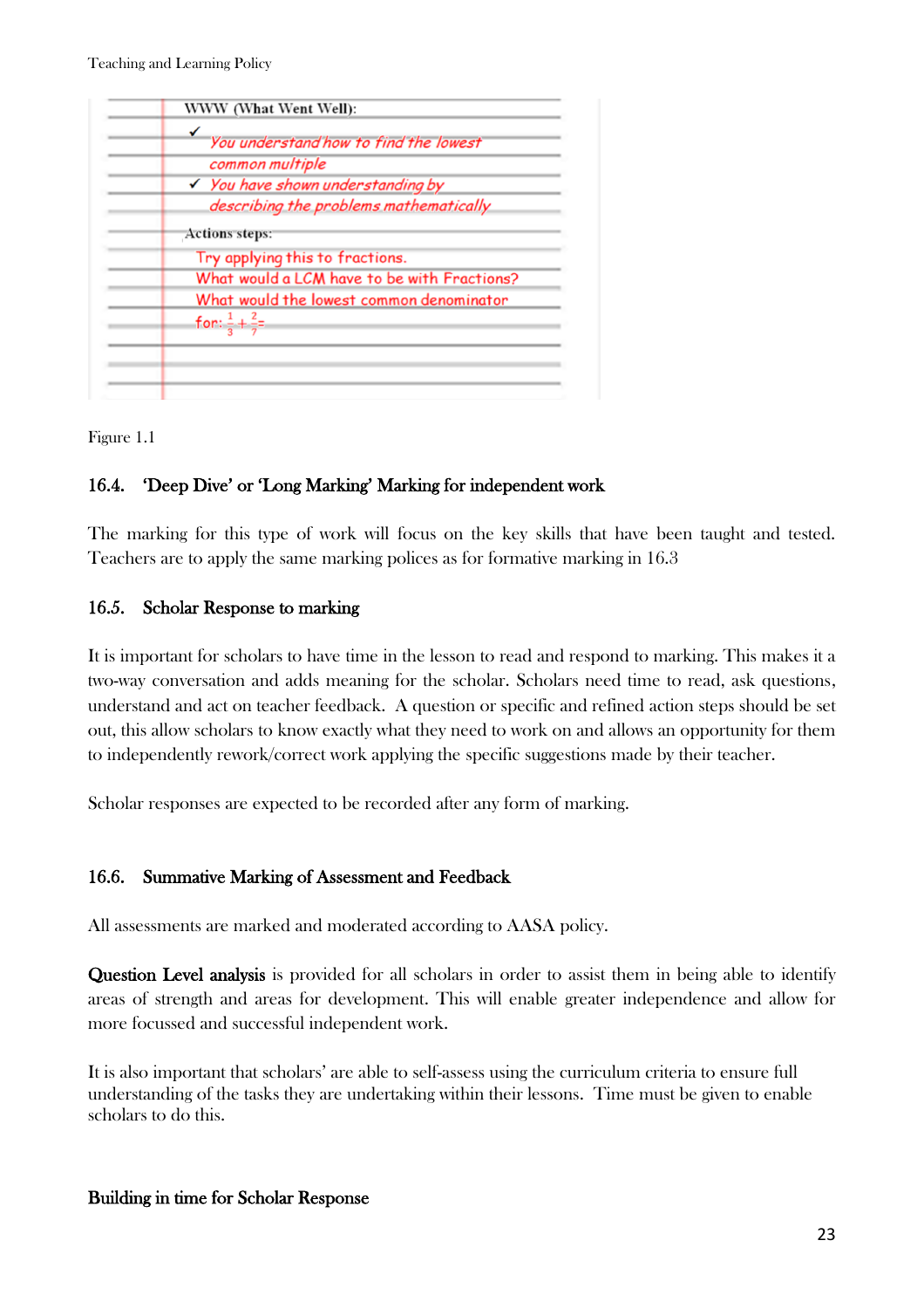WWW (What Went Well):

✓ You understand how to find the lowest common multiple

✓ You have shown understanding by describing the problems mathematically

Actions steps:

Try applying this to fractions.

What would a LCM have to be with Fractions?

What would the lowest common denominator for: $\frac{1}{3} + \frac{2}{7} =$

Figure 1.1

### 16.4. 'Deep Dive' or 'Long Marking' Marking for independent work

The marking for this type of work will focus on the key skills that have been taught and tested. Teachers are to apply the same marking polices as for formative marking in 16.3

### 16.5. Scholar Response to marking

It is important for scholars to have time in the lesson to read and respond to marking. This makes it a two-way conversation and adds meaning for the scholar. Scholars need time to read, ask questions, understand and act on teacher feedback. A question or specific and refined action steps should be set out, this allow scholars to know exactly what they need to work on and allows an opportunity for them to independently rework/correct work applying the specific suggestions made by their teacher.

Scholar responses are expected to be recorded after any form of marking.

### 16.6. Summative Marking of Assessment and Feedback

All assessments are marked and moderated according to AASA policy.

**Question Level analysis** is provided for all scholars in order to assist them in being able to identify areas of strength and areas for development. This will enable greater independence and allow for more focussed and successful independent work.

It is also important that scholars' are able to self-assess using the curriculum criteria to ensure full understanding of the tasks they are undertaking within their lessons. Time must be given to enable scholars to do this.

**Building in time for Scholar Response**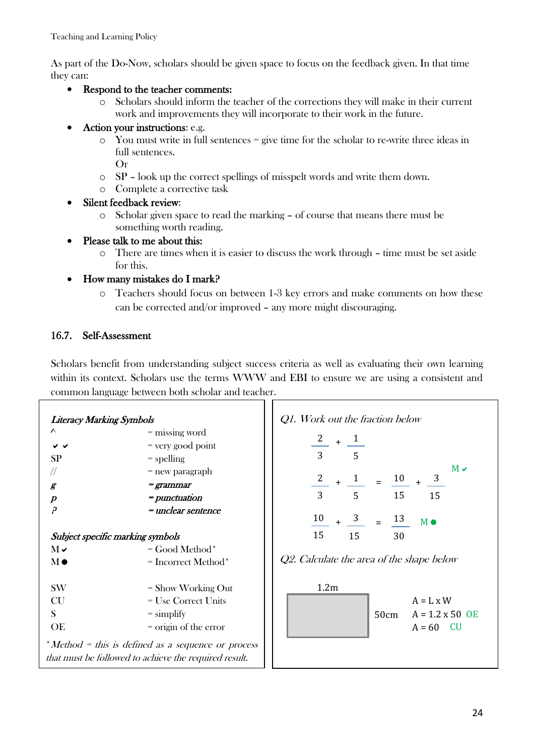As part of the Do-Now, scholars should be given space to focus on the feedback given. In that time they can:

- **Respond to the teacher comments:**
  - Scholars should inform the teacher of the corrections they will make in their current work and improvements they will incorporate to their work in the future.
- **Action your instructions**: e.g.
  - You must write in full sentences = give time for the scholar to re-write three ideas in full sentences.
    Or
  - SP – look up the correct spellings of misspelt words and write them down.
  - Complete a corrective task
- **Silent feedback review:**
  - Scholar given space to read the marking – of course that means there must be something worth reading.
- **Please talk to me about this:**
  - There are times when it is easier to discuss the work through – time must be set aside for this.
- **How many mistakes do I mark?**
  - Teachers should focus on between 1-3 key errors and make comments on how these can be corrected and/or improved – any more might discouraging.

### 16.7. Self-Assessment

Scholars benefit from understanding subject success criteria as well as evaluating their own learning within its context. Scholars use the terms WWW and EBI to ensure we are using a consistent and common language between both scholar and teacher.

***Literacy Marking Symbols***

| Symbol | Meaning |
|---|---|
| ^ | = missing word |
| ✔ ✔ | = very good point |
| SP | = spelling |
| // | = new paragraph |
| ***g*** | ***= grammar*** |
| ***p*** | ***= punctuation*** |
| ***?*** | ***= unclear sentence*** |

***Subject specific marking symbols***

| Symbol | Meaning |
|---|---|
| M ✔ | = Good Method* |
| M ● | = Incorrect Method* |
| SW | = Show Working Out |
| CU | = Use Correct Units |
| S | = simplify |
| OE | = origin of the error |

**Method = this is defined as a sequence or process that must be followed to achieve the required result.*

*Q1. Work out the fraction below*

$$\frac{2}{3} + \frac{1}{5}$$

$$\frac{2}{3} + \frac{1}{5} = \frac{10}{15} + \frac{3}{15}$$ M ✔

$$\frac{10}{15} + \frac{3}{15} = \frac{13}{30}$$ M ●

*Q2. Calculate the area of the shape below*

Rectangle: 1.2m by 50cm

A = L x W

A = 1.2 x 50 OE

A = 60 CU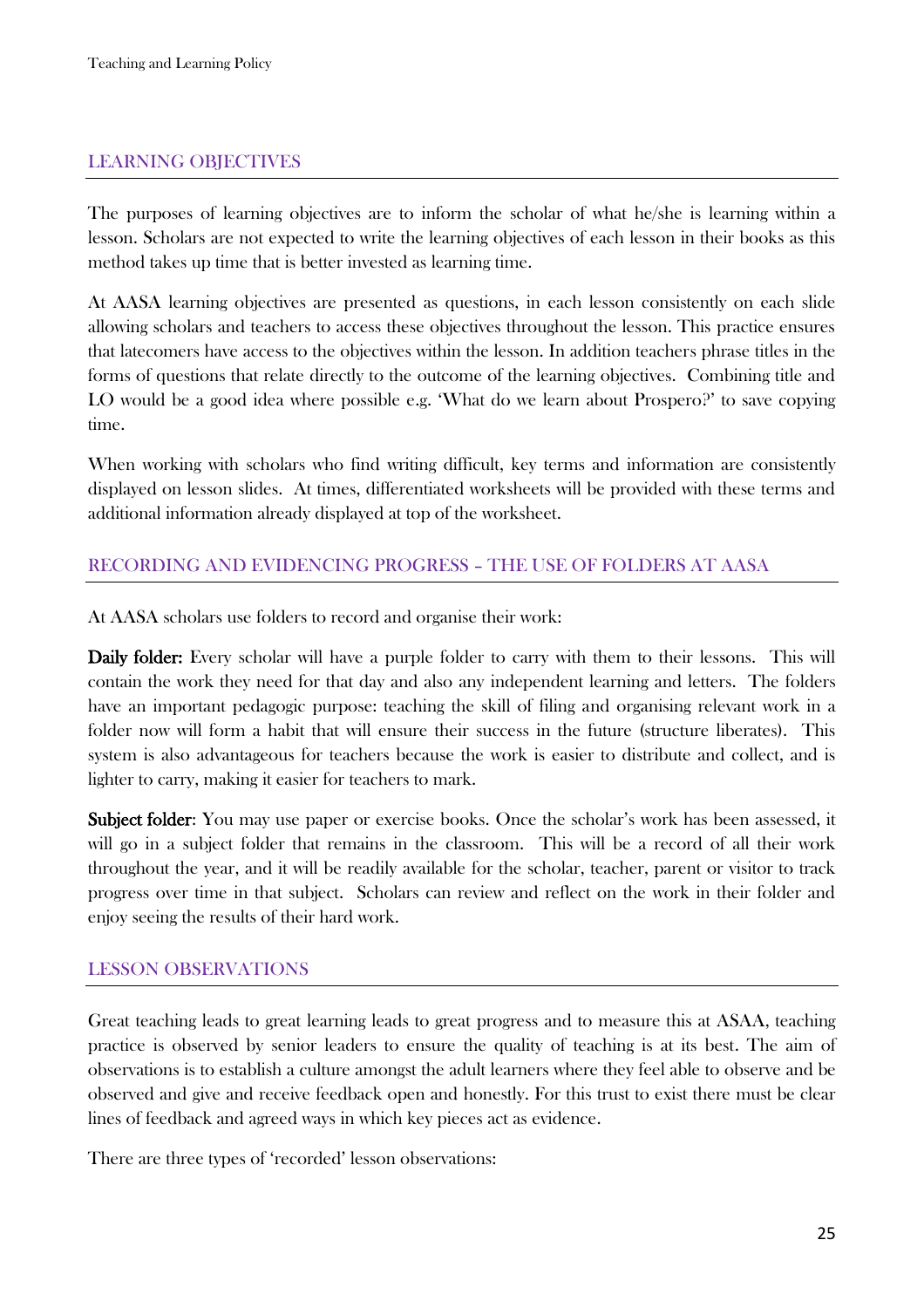## LEARNING OBJECTIVES

The purposes of learning objectives are to inform the scholar of what he/she is learning within a lesson. Scholars are not expected to write the learning objectives of each lesson in their books as this method takes up time that is better invested as learning time.

At AASA learning objectives are presented as questions, in each lesson consistently on each slide allowing scholars and teachers to access these objectives throughout the lesson. This practice ensures that latecomers have access to the objectives within the lesson. In addition teachers phrase titles in the forms of questions that relate directly to the outcome of the learning objectives. Combining title and LO would be a good idea where possible e.g. 'What do we learn about Prospero?' to save copying time.

When working with scholars who find writing difficult, key terms and information are consistently displayed on lesson slides. At times, differentiated worksheets will be provided with these terms and additional information already displayed at top of the worksheet.

## RECORDING AND EVIDENCING PROGRESS – THE USE OF FOLDERS AT AASA

At AASA scholars use folders to record and organise their work:

**Daily folder:** Every scholar will have a purple folder to carry with them to their lessons. This will contain the work they need for that day and also any independent learning and letters. The folders have an important pedagogic purpose: teaching the skill of filing and organising relevant work in a folder now will form a habit that will ensure their success in the future (structure liberates). This system is also advantageous for teachers because the work is easier to distribute and collect, and is lighter to carry, making it easier for teachers to mark.

**Subject folder:** You may use paper or exercise books. Once the scholar's work has been assessed, it will go in a subject folder that remains in the classroom. This will be a record of all their work throughout the year, and it will be readily available for the scholar, teacher, parent or visitor to track progress over time in that subject. Scholars can review and reflect on the work in their folder and enjoy seeing the results of their hard work.

## LESSON OBSERVATIONS

Great teaching leads to great learning leads to great progress and to measure this at ASAA, teaching practice is observed by senior leaders to ensure the quality of teaching is at its best. The aim of observations is to establish a culture amongst the adult learners where they feel able to observe and be observed and give and receive feedback open and honestly. For this trust to exist there must be clear lines of feedback and agreed ways in which key pieces act as evidence.

There are three types of 'recorded' lesson observations: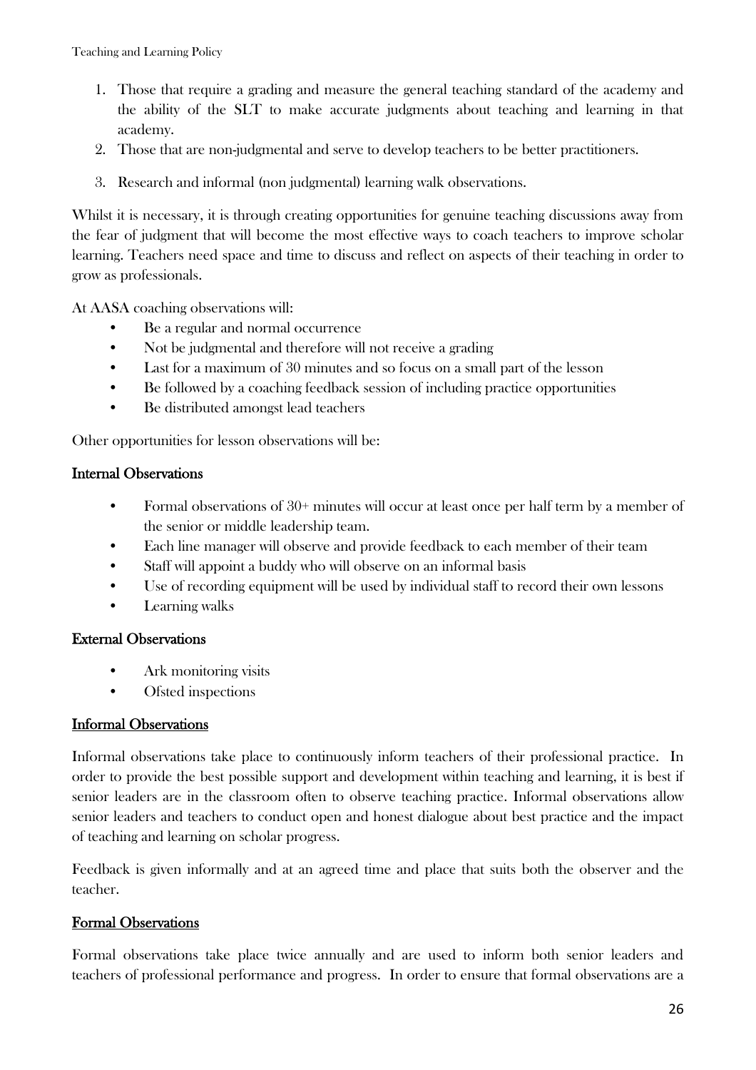1. Those that require a grading and measure the general teaching standard of the academy and the ability of the SLT to make accurate judgments about teaching and learning in that academy.
2. Those that are non-judgmental and serve to develop teachers to be better practitioners.
3. Research and informal (non judgmental) learning walk observations.

Whilst it is necessary, it is through creating opportunities for genuine teaching discussions away from the fear of judgment that will become the most effective ways to coach teachers to improve scholar learning. Teachers need space and time to discuss and reflect on aspects of their teaching in order to grow as professionals.

At AASA coaching observations will:

- Be a regular and normal occurrence
- Not be judgmental and therefore will not receive a grading
- Last for a maximum of 30 minutes and so focus on a small part of the lesson
- Be followed by a coaching feedback session of including practice opportunities
- Be distributed amongst lead teachers

Other opportunities for lesson observations will be:

**Internal Observations**

- Formal observations of 30+ minutes will occur at least once per half term by a member of the senior or middle leadership team.
- Each line manager will observe and provide feedback to each member of their team
- Staff will appoint a buddy who will observe on an informal basis
- Use of recording equipment will be used by individual staff to record their own lessons
- Learning walks

**External Observations**

- Ark monitoring visits
- Ofsted inspections

**Informal Observations**

Informal observations take place to continuously inform teachers of their professional practice. In order to provide the best possible support and development within teaching and learning, it is best if senior leaders are in the classroom often to observe teaching practice. Informal observations allow senior leaders and teachers to conduct open and honest dialogue about best practice and the impact of teaching and learning on scholar progress.

Feedback is given informally and at an agreed time and place that suits both the observer and the teacher.

**Formal Observations**

Formal observations take place twice annually and are used to inform both senior leaders and teachers of professional performance and progress. In order to ensure that formal observations are a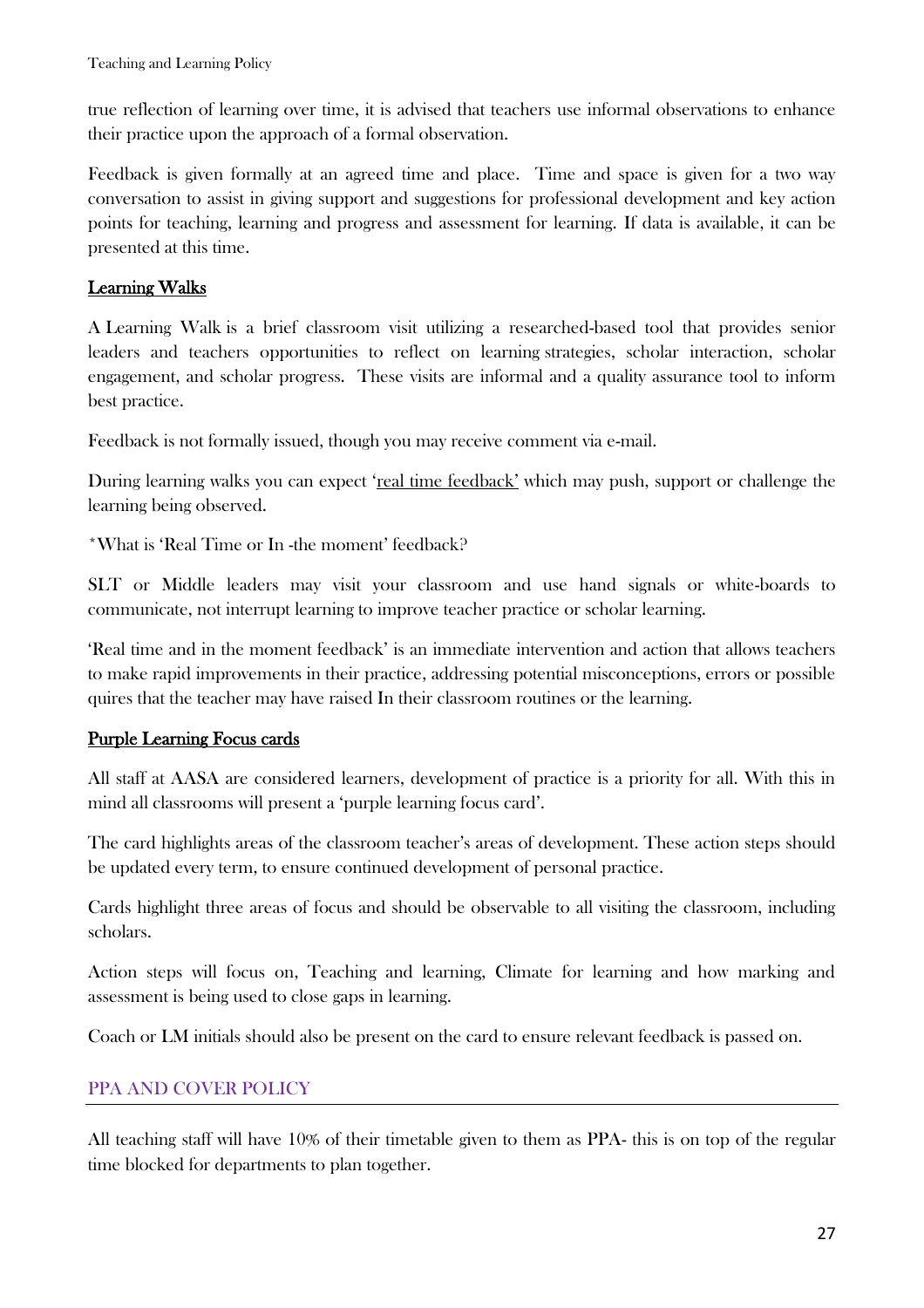true reflection of learning over time, it is advised that teachers use informal observations to enhance their practice upon the approach of a formal observation.

Feedback is given formally at an agreed time and place. Time and space is given for a two way conversation to assist in giving support and suggestions for professional development and key action points for teaching, learning and progress and assessment for learning. If data is available, it can be presented at this time.

### Learning Walks

A Learning Walk is a brief classroom visit utilizing a researched-based tool that provides senior leaders and teachers opportunities to reflect on learning strategies, scholar interaction, scholar engagement, and scholar progress. These visits are informal and a quality assurance tool to inform best practice.

Feedback is not formally issued, though you may receive comment via e-mail.

During learning walks you can expect 'real time feedback' which may push, support or challenge the learning being observed.

*What is 'Real Time or In -the moment' feedback?

SLT or Middle leaders may visit your classroom and use hand signals or white-boards to communicate, not interrupt learning to improve teacher practice or scholar learning.

'Real time and in the moment feedback' is an immediate intervention and action that allows teachers to make rapid improvements in their practice, addressing potential misconceptions, errors or possible quires that the teacher may have raised In their classroom routines or the learning.

### Purple Learning Focus cards

All staff at AASA are considered learners, development of practice is a priority for all. With this in mind all classrooms will present a 'purple learning focus card'.

The card highlights areas of the classroom teacher's areas of development. These action steps should be updated every term, to ensure continued development of personal practice.

Cards highlight three areas of focus and should be observable to all visiting the classroom, including scholars.

Action steps will focus on, Teaching and learning, Climate for learning and how marking and assessment is being used to close gaps in learning.

Coach or LM initials should also be present on the card to ensure relevant feedback is passed on.

## PPA AND COVER POLICY

All teaching staff will have 10% of their timetable given to them as PPA- this is on top of the regular time blocked for departments to plan together.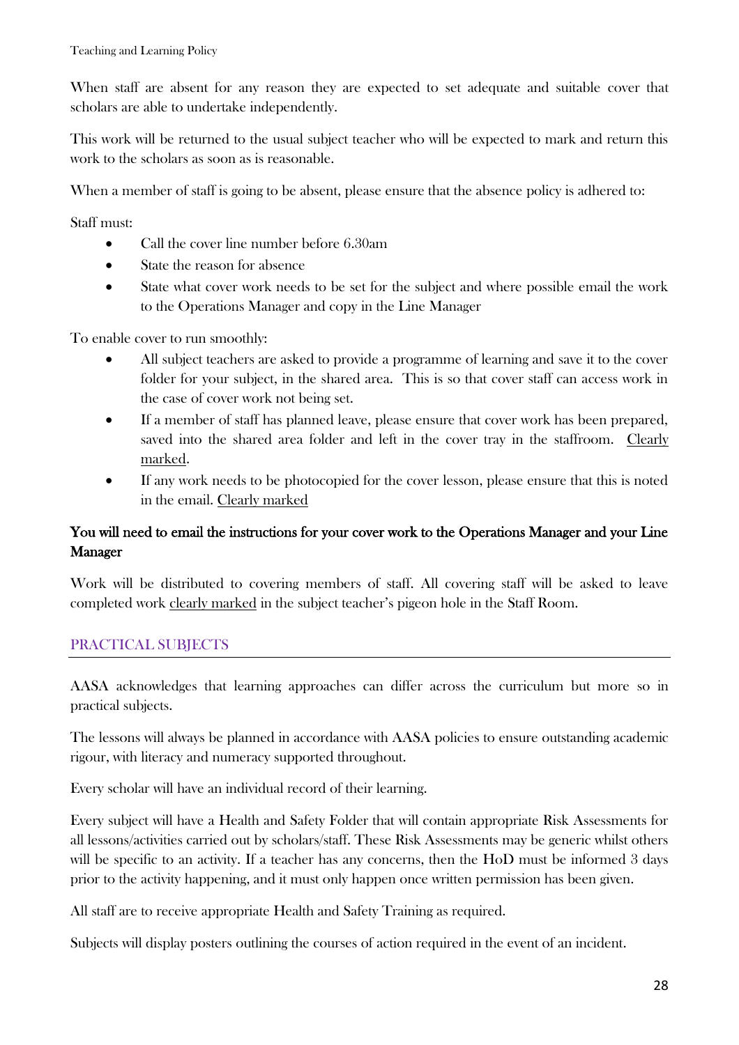When staff are absent for any reason they are expected to set adequate and suitable cover that scholars are able to undertake independently.

This work will be returned to the usual subject teacher who will be expected to mark and return this work to the scholars as soon as is reasonable.

When a member of staff is going to be absent, please ensure that the absence policy is adhered to:

Staff must:

- Call the cover line number before 6.30am
- State the reason for absence
- State what cover work needs to be set for the subject and where possible email the work to the Operations Manager and copy in the Line Manager

To enable cover to run smoothly:

- All subject teachers are asked to provide a programme of learning and save it to the cover folder for your subject, in the shared area. This is so that cover staff can access work in the case of cover work not being set.
- If a member of staff has planned leave, please ensure that cover work has been prepared, saved into the shared area folder and left in the cover tray in the staffroom. <u>Clearly marked</u>.
- If any work needs to be photocopied for the cover lesson, please ensure that this is noted in the email. <u>Clearly marked</u>

**You will need to email the instructions for your cover work to the Operations Manager and your Line Manager**

Work will be distributed to covering members of staff. All covering staff will be asked to leave completed work <u>clearly marked</u> in the subject teacher's pigeon hole in the Staff Room.

## PRACTICAL SUBJECTS

AASA acknowledges that learning approaches can differ across the curriculum but more so in practical subjects.

The lessons will always be planned in accordance with AASA policies to ensure outstanding academic rigour, with literacy and numeracy supported throughout.

Every scholar will have an individual record of their learning.

Every subject will have a Health and Safety Folder that will contain appropriate Risk Assessments for all lessons/activities carried out by scholars/staff. These Risk Assessments may be generic whilst others will be specific to an activity. If a teacher has any concerns, then the HoD must be informed 3 days prior to the activity happening, and it must only happen once written permission has been given.

All staff are to receive appropriate Health and Safety Training as required.

Subjects will display posters outlining the courses of action required in the event of an incident.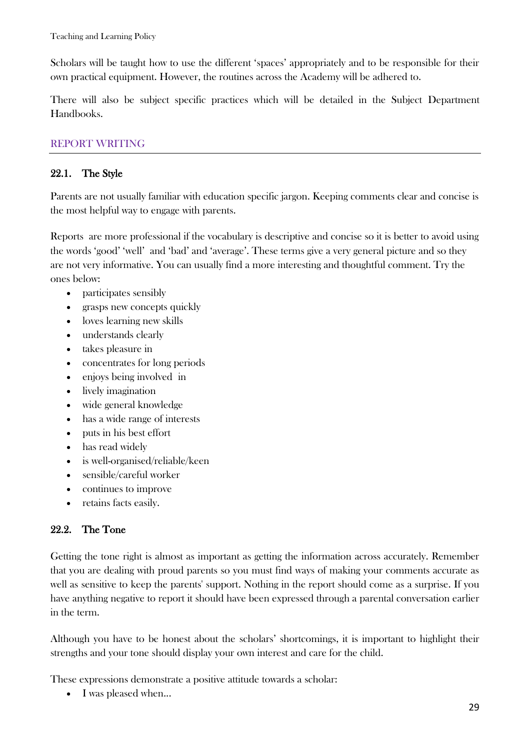Scholars will be taught how to use the different 'spaces' appropriately and to be responsible for their own practical equipment. However, the routines across the Academy will be adhered to.

There will also be subject specific practices which will be detailed in the Subject Department Handbooks.

## REPORT WRITING

### 22.1. The Style

Parents are not usually familiar with education specific jargon. Keeping comments clear and concise is the most helpful way to engage with parents.

Reports are more professional if the vocabulary is descriptive and concise so it is better to avoid using the words 'good' 'well' and 'bad' and 'average'. These terms give a very general picture and so they are not very informative. You can usually find a more interesting and thoughtful comment. Try the ones below:

- participates sensibly
- grasps new concepts quickly
- loves learning new skills
- understands clearly
- takes pleasure in
- concentrates for long periods
- enjoys being involved in
- lively imagination
- wide general knowledge
- has a wide range of interests
- puts in his best effort
- has read widely
- is well-organised/reliable/keen
- sensible/careful worker
- continues to improve
- retains facts easily.

### 22.2. The Tone

Getting the tone right is almost as important as getting the information across accurately. Remember that you are dealing with proud parents so you must find ways of making your comments accurate as well as sensitive to keep the parents' support. Nothing in the report should come as a surprise. If you have anything negative to report it should have been expressed through a parental conversation earlier in the term.

Although you have to be honest about the scholars' shortcomings, it is important to highlight their strengths and your tone should display your own interest and care for the child.

These expressions demonstrate a positive attitude towards a scholar:

- I was pleased when...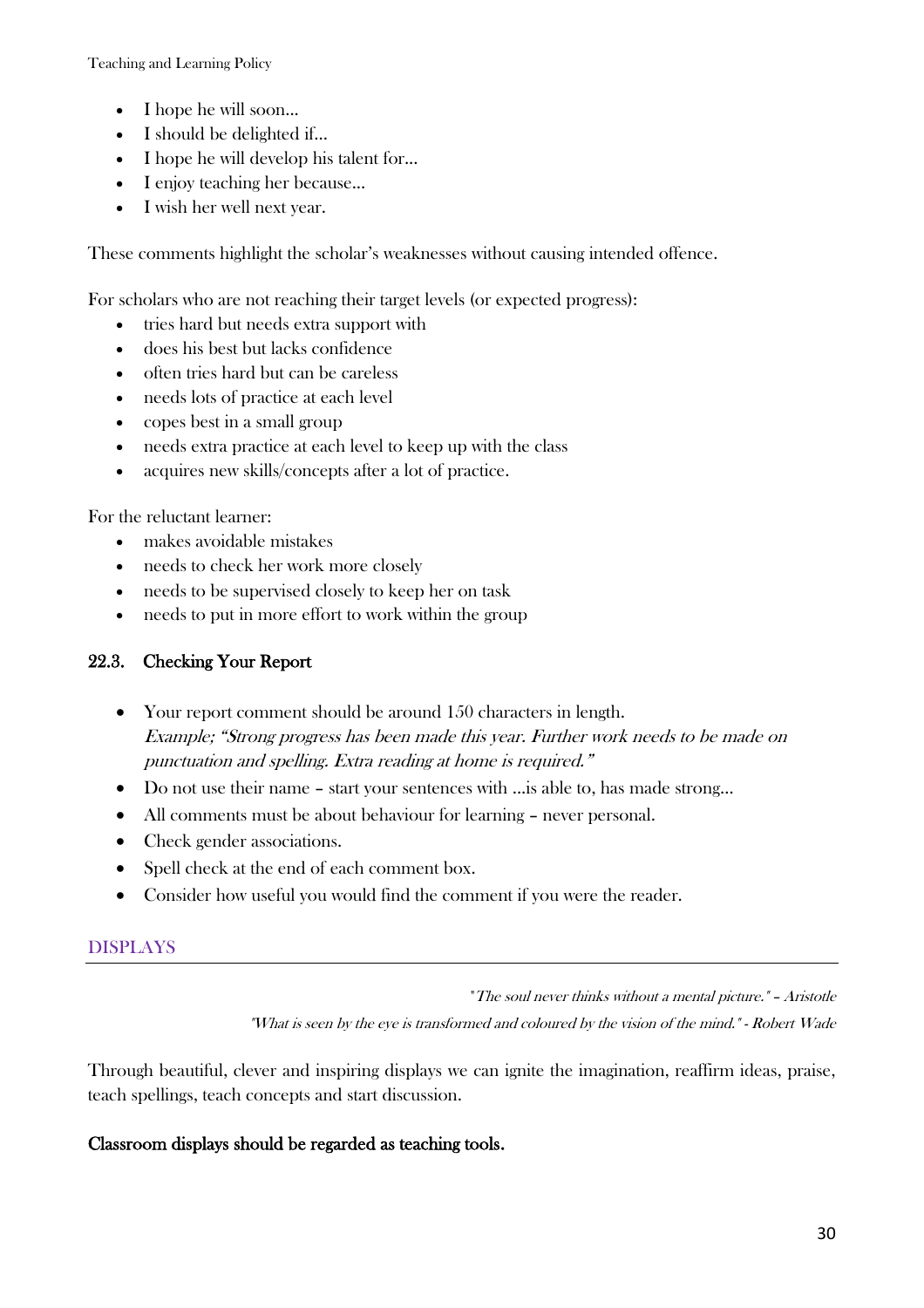- I hope he will soon…
- I should be delighted if…
- I hope he will develop his talent for…
- I enjoy teaching her because…
- I wish her well next year.

These comments highlight the scholar's weaknesses without causing intended offence.

For scholars who are not reaching their target levels (or expected progress):

- tries hard but needs extra support with
- does his best but lacks confidence
- often tries hard but can be careless
- needs lots of practice at each level
- copes best in a small group
- needs extra practice at each level to keep up with the class
- acquires new skills/concepts after a lot of practice.

For the reluctant learner:

- makes avoidable mistakes
- needs to check her work more closely
- needs to be supervised closely to keep her on task
- needs to put in more effort to work within the group

### 22.3. Checking Your Report

- Your report comment should be around 150 characters in length.
  *Example; "Strong progress has been made this year. Further work needs to be made on punctuation and spelling. Extra reading at home is required."*
- Do not use their name – start your sentences with …is able to, has made strong…
- All comments must be about behaviour for learning – never personal.
- Check gender associations.
- Spell check at the end of each comment box.
- Consider how useful you would find the comment if you were the reader.

## DISPLAYS

*"The soul never thinks without a mental picture." – Aristotle*

*"What is seen by the eye is transformed and coloured by the vision of the mind." - Robert Wade*

Through beautiful, clever and inspiring displays we can ignite the imagination, reaffirm ideas, praise, teach spellings, teach concepts and start discussion.

**Classroom displays should be regarded as teaching tools.**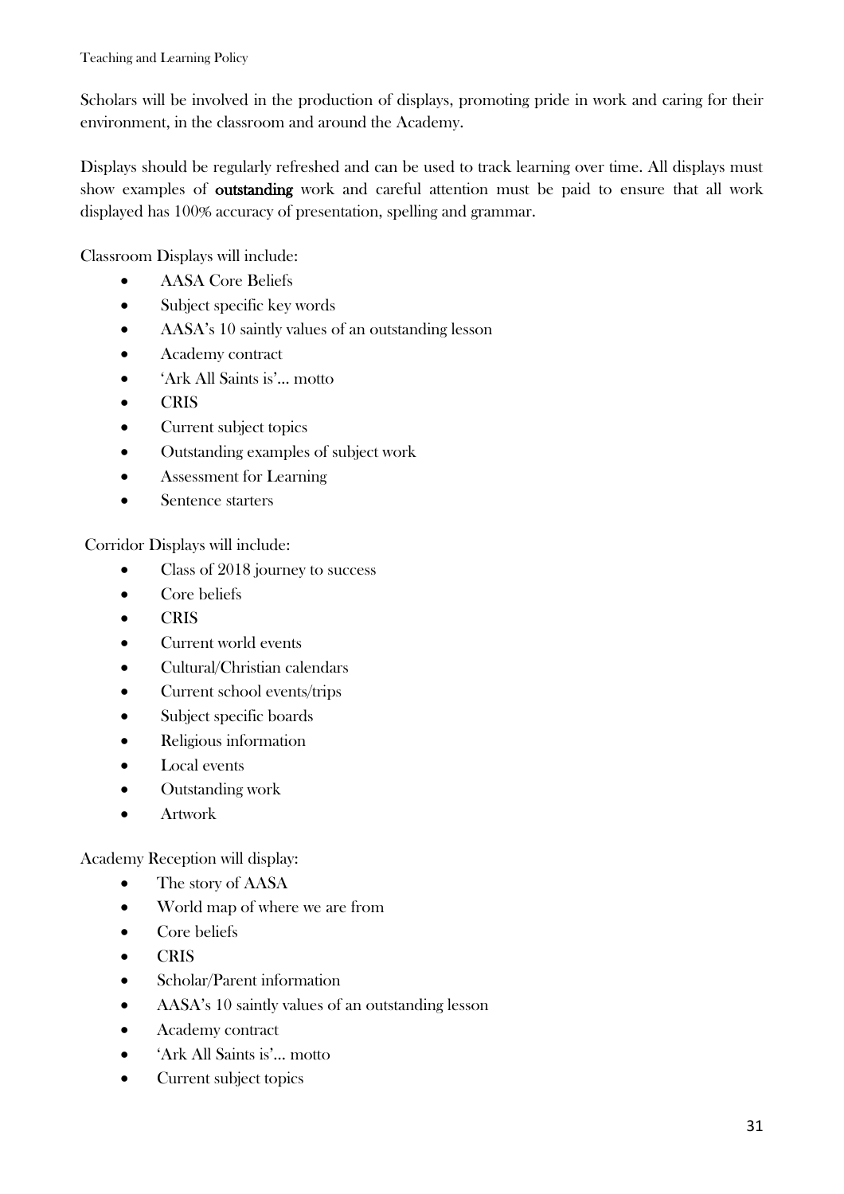Scholars will be involved in the production of displays, promoting pride in work and caring for their environment, in the classroom and around the Academy.

Displays should be regularly refreshed and can be used to track learning over time. All displays must show examples of **outstanding** work and careful attention must be paid to ensure that all work displayed has 100% accuracy of presentation, spelling and grammar.

Classroom Displays will include:

- AASA Core Beliefs
- Subject specific key words
- AASA's 10 saintly values of an outstanding lesson
- Academy contract
- 'Ark All Saints is'… motto
- CRIS
- Current subject topics
- Outstanding examples of subject work
- Assessment for Learning
- Sentence starters

Corridor Displays will include:

- Class of 2018 journey to success
- Core beliefs
- CRIS
- Current world events
- Cultural/Christian calendars
- Current school events/trips
- Subject specific boards
- Religious information
- Local events
- Outstanding work
- Artwork

Academy Reception will display:

- The story of AASA
- World map of where we are from
- Core beliefs
- CRIS
- Scholar/Parent information
- AASA's 10 saintly values of an outstanding lesson
- Academy contract
- 'Ark All Saints is'… motto
- Current subject topics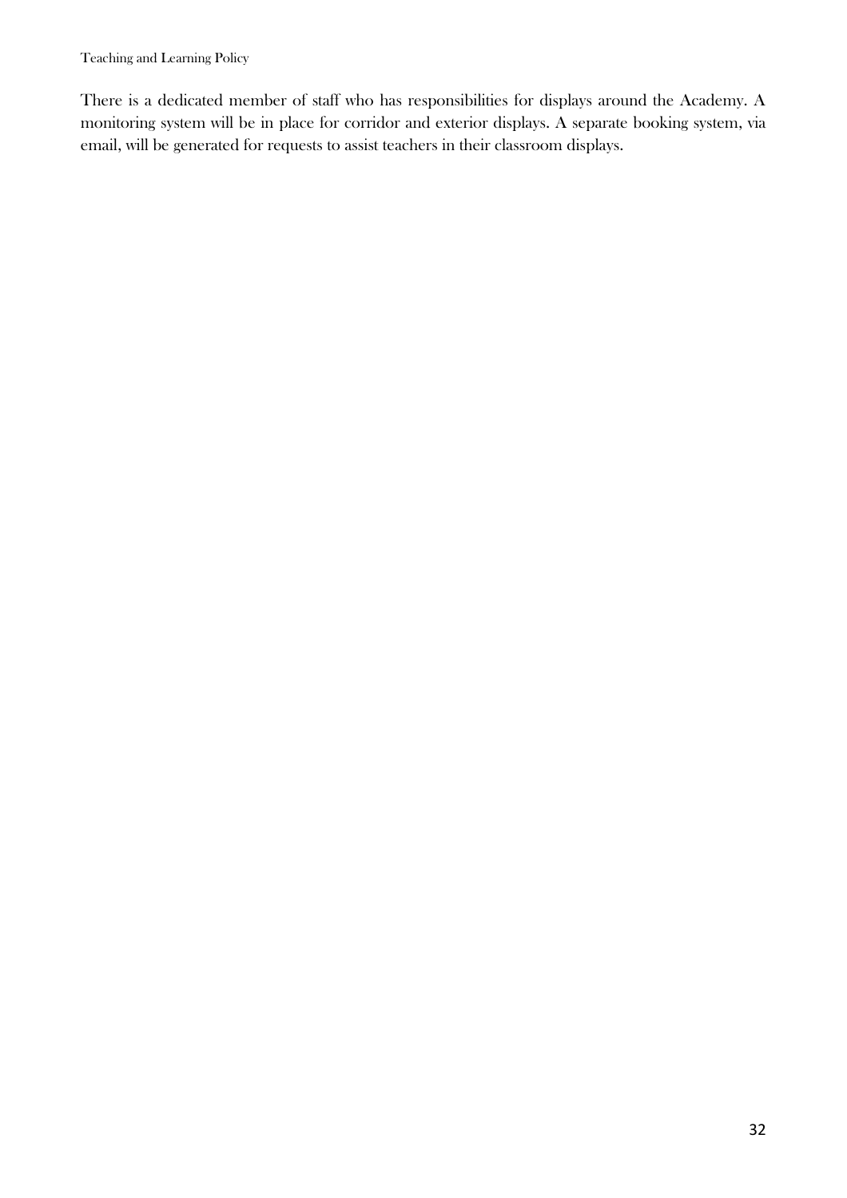There is a dedicated member of staff who has responsibilities for displays around the Academy. A monitoring system will be in place for corridor and exterior displays. A separate booking system, via email, will be generated for requests to assist teachers in their classroom displays.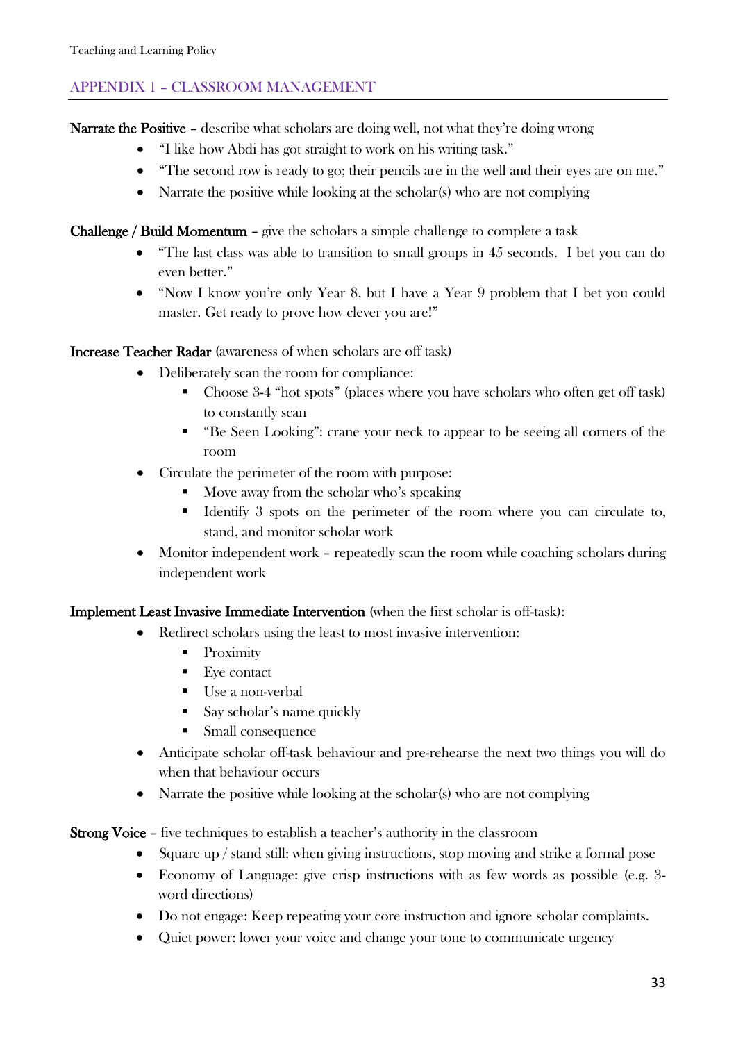## APPENDIX 1 – CLASSROOM MANAGEMENT

**Narrate the Positive** – describe what scholars are doing well, not what they're doing wrong

- "I like how Abdi has got straight to work on his writing task."
- "The second row is ready to go; their pencils are in the well and their eyes are on me."
- Narrate the positive while looking at the scholar(s) who are not complying

**Challenge / Build Momentum** – give the scholars a simple challenge to complete a task

- "The last class was able to transition to small groups in 45 seconds. I bet you can do even better."
- "Now I know you're only Year 8, but I have a Year 9 problem that I bet you could master. Get ready to prove how clever you are!"

**Increase Teacher Radar** (awareness of when scholars are off task)

- Deliberately scan the room for compliance:
  - Choose 3-4 "hot spots" (places where you have scholars who often get off task) to constantly scan
  - "Be Seen Looking": crane your neck to appear to be seeing all corners of the room
- Circulate the perimeter of the room with purpose:
  - Move away from the scholar who's speaking
  - Identify 3 spots on the perimeter of the room where you can circulate to, stand, and monitor scholar work
- Monitor independent work – repeatedly scan the room while coaching scholars during independent work

**Implement Least Invasive Immediate Intervention** (when the first scholar is off-task):

- Redirect scholars using the least to most invasive intervention:
  - Proximity
  - Eye contact
  - Use a non-verbal
  - Say scholar's name quickly
  - Small consequence
- Anticipate scholar off-task behaviour and pre-rehearse the next two things you will do when that behaviour occurs
- Narrate the positive while looking at the scholar(s) who are not complying

**Strong Voice** – five techniques to establish a teacher's authority in the classroom

- Square up / stand still: when giving instructions, stop moving and strike a formal pose
- Economy of Language: give crisp instructions with as few words as possible (e.g. 3-word directions)
- Do not engage: Keep repeating your core instruction and ignore scholar complaints.
- Quiet power: lower your voice and change your tone to communicate urgency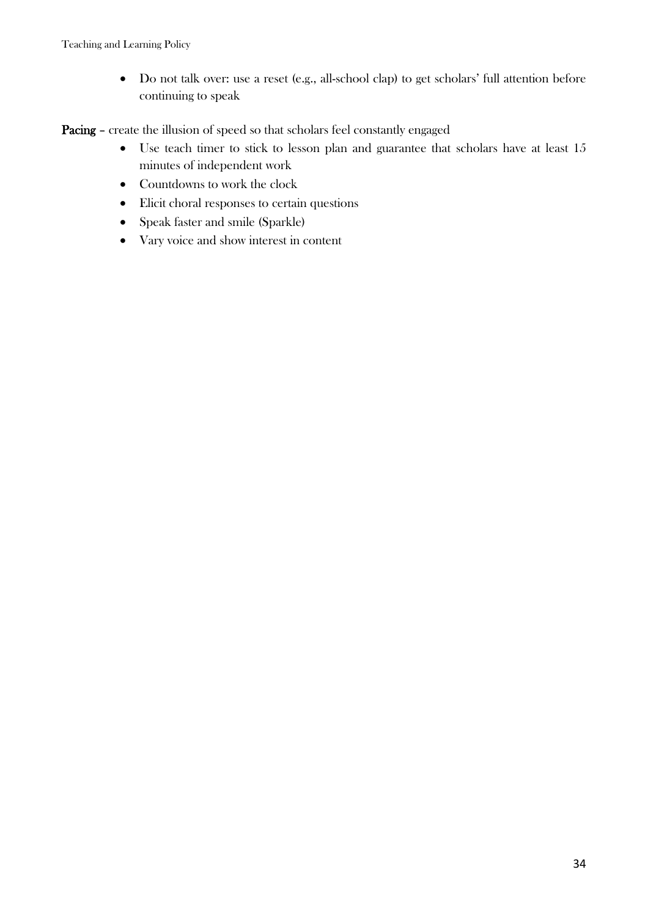- Do not talk over: use a reset (e.g., all-school clap) to get scholars' full attention before continuing to speak

**Pacing** – create the illusion of speed so that scholars feel constantly engaged

- Use teach timer to stick to lesson plan and guarantee that scholars have at least 15 minutes of independent work
- Countdowns to work the clock
- Elicit choral responses to certain questions
- Speak faster and smile (Sparkle)
- Vary voice and show interest in content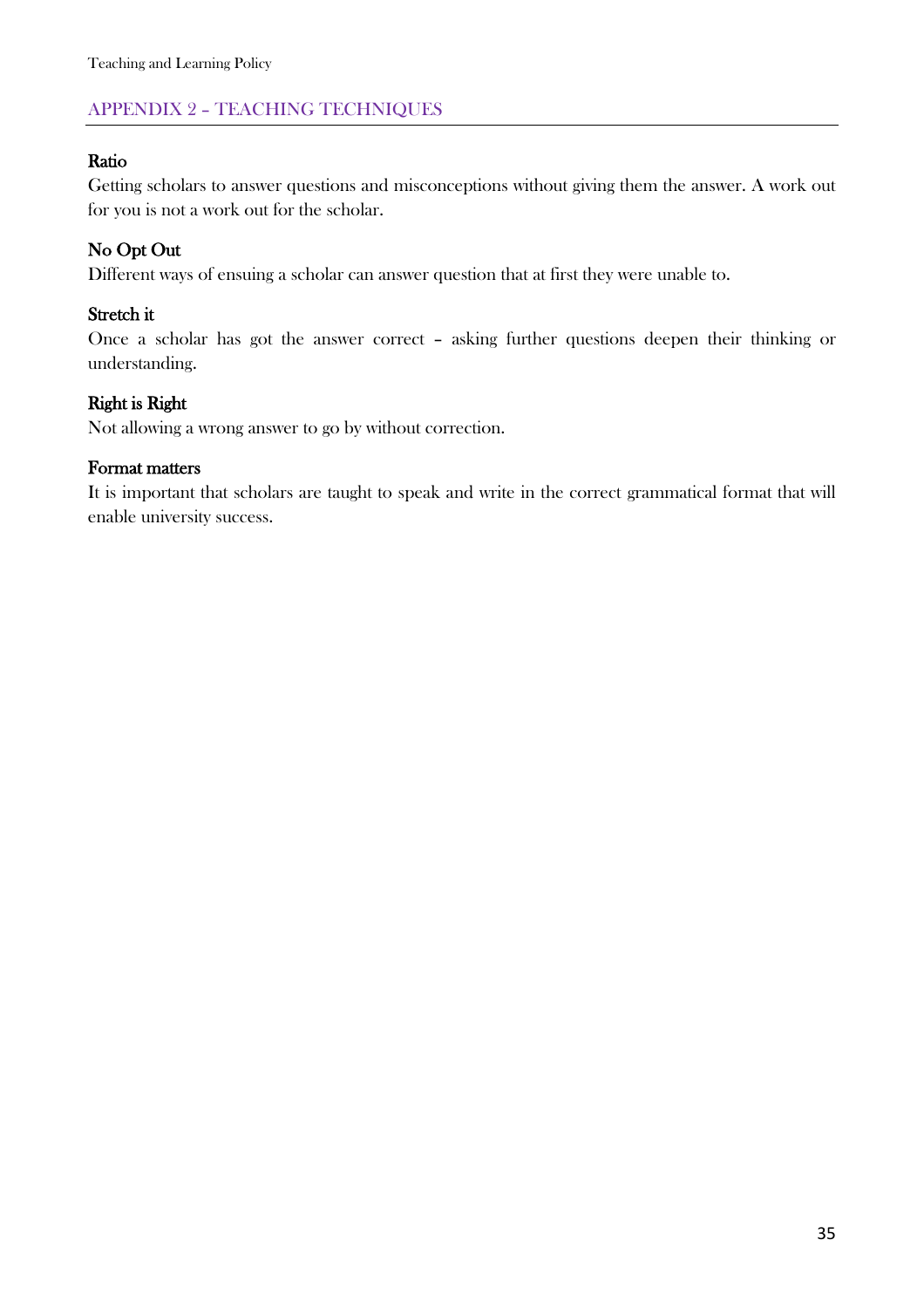## APPENDIX 2 – TEACHING TECHNIQUES

### Ratio

Getting scholars to answer questions and misconceptions without giving them the answer. A work out for you is not a work out for the scholar.

### No Opt Out

Different ways of ensuing a scholar can answer question that at first they were unable to.

### Stretch it

Once a scholar has got the answer correct – asking further questions deepen their thinking or understanding.

### Right is Right

Not allowing a wrong answer to go by without correction.

### Format matters

It is important that scholars are taught to speak and write in the correct grammatical format that will enable university success.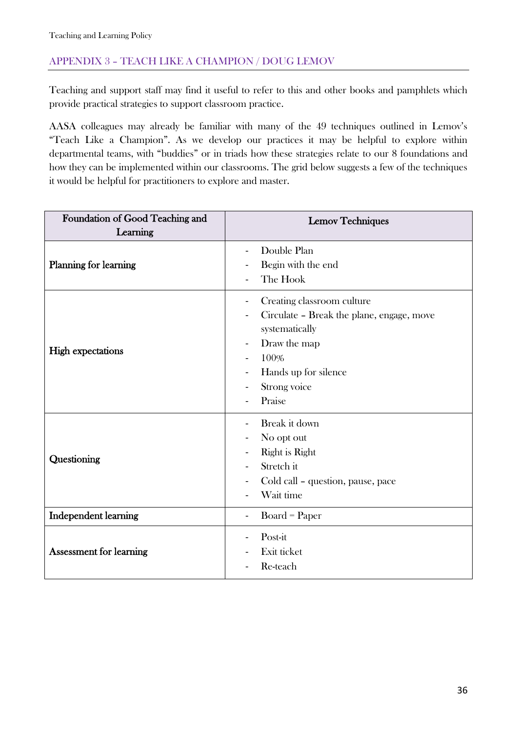## APPENDIX 3 – TEACH LIKE A CHAMPION / DOUG LEMOV

Teaching and support staff may find it useful to refer to this and other books and pamphlets which provide practical strategies to support classroom practice.

AASA colleagues may already be familiar with many of the 49 techniques outlined in Lemov's "Teach Like a Champion". As we develop our practices it may be helpful to explore within departmental teams, with "buddies" or in triads how these strategies relate to our 8 foundations and how they can be implemented within our classrooms. The grid below suggests a few of the techniques it would be helpful for practitioners to explore and master.

| Foundation of Good Teaching and Learning | Lemov Techniques |
|---|---|
| **Planning for learning** | - Double Plan<br>- Begin with the end<br>- The Hook |
| **High expectations** | - Creating classroom culture<br>- Circulate – Break the plane, engage, move systematically<br>- Draw the map<br>- 100%<br>- Hands up for silence<br>- Strong voice<br>- Praise |
| **Questioning** | - Break it down<br>- No opt out<br>- Right is Right<br>- Stretch it<br>- Cold call – question, pause, pace<br>- Wait time |
| **Independent learning** | - Board = Paper |
| **Assessment for learning** | - Post-it<br>- Exit ticket<br>- Re-teach |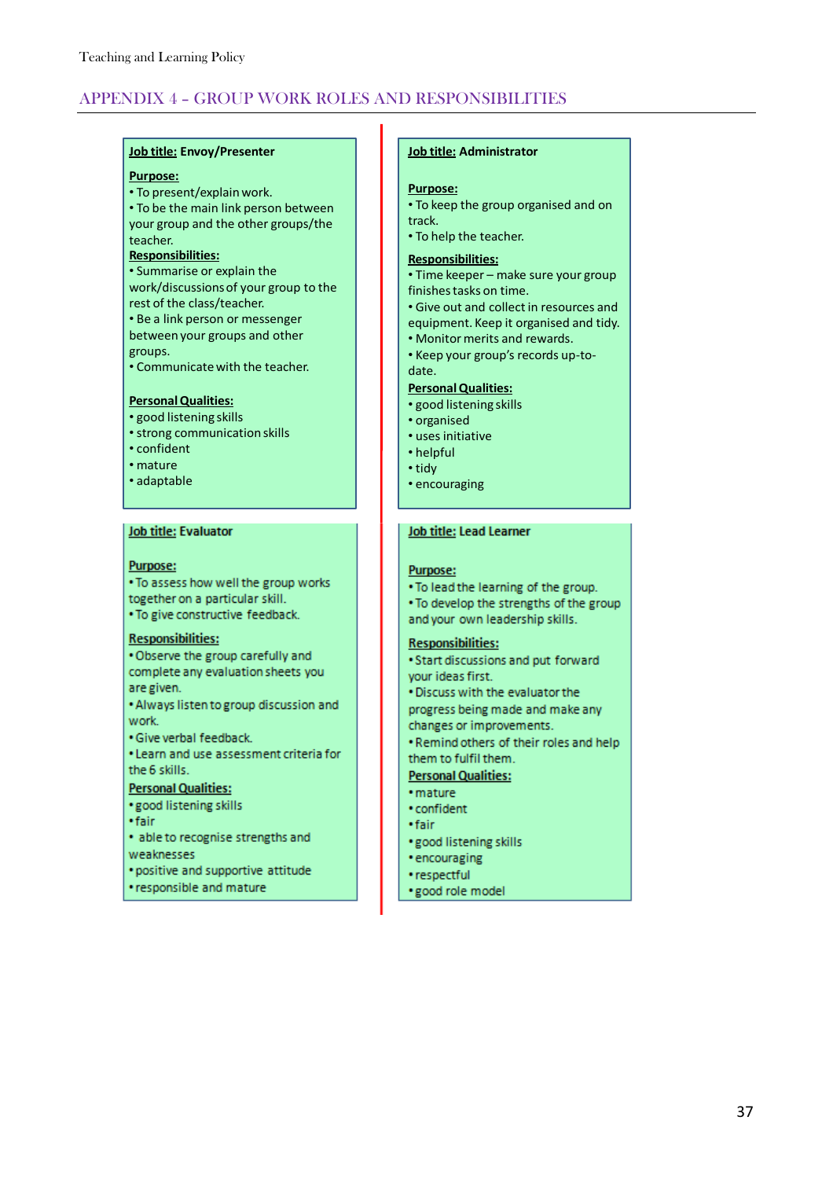## APPENDIX 4 – GROUP WORK ROLES AND RESPONSIBILITIES

**Job title:** **Envoy/Presenter**

**Purpose:**
- To present/explain work.
- To be the main link person between your group and the other groups/the teacher.

**Responsibilities:**
- Summarise or explain the work/discussions of your group to the rest of the class/teacher.
- Be a link person or messenger between your groups and other groups.
- Communicate with the teacher.

**Personal Qualities:**
- good listening skills
- strong communication skills
- confident
- mature
- adaptable

**Job title:** **Administrator**

**Purpose:**
- To keep the group organised and on track.
- To help the teacher.

**Responsibilities:**
- Time keeper – make sure your group finishes tasks on time.
- Give out and collect in resources and equipment. Keep it organised and tidy.
- Monitor merits and rewards.
- Keep your group's records up-to-date.

**Personal Qualities:**
- good listening skills
- organised
- uses initiative
- helpful
- tidy
- encouraging

**Job title:** **Evaluator**

**Purpose:**
- To assess how well the group works together on a particular skill.
- To give constructive feedback.

**Responsibilities:**
- Observe the group carefully and complete any evaluation sheets you are given.
- Always listen to group discussion and work.
- Give verbal feedback.
- Learn and use assessment criteria for the 6 skills.

**Personal Qualities:**
- good listening skills
- fair
- able to recognise strengths and weaknesses
- positive and supportive attitude
- responsible and mature

**Job title:** **Lead Learner**

**Purpose:**
- To lead the learning of the group.
- To develop the strengths of the group and your own leadership skills.

**Responsibilities:**
- Start discussions and put forward your ideas first.
- Discuss with the evaluator the progress being made and make any changes or improvements.
- Remind others of their roles and help them to fulfil them.

**Personal Qualities:**
- mature
- confident
- fair
- good listening skills
- encouraging
- respectful
- good role model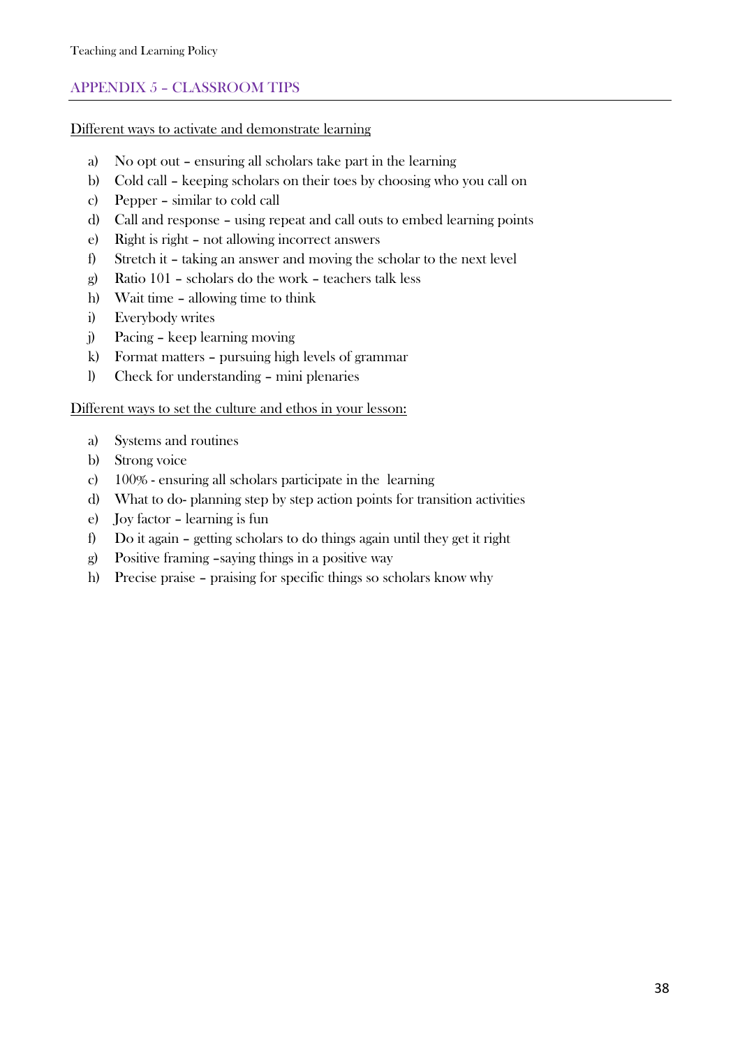## APPENDIX 5 – CLASSROOM TIPS

<u>Different ways to activate and demonstrate learning</u>

a) No opt out – ensuring all scholars take part in the learning
b) Cold call – keeping scholars on their toes by choosing who you call on
c) Pepper – similar to cold call
d) Call and response – using repeat and call outs to embed learning points
e) Right is right – not allowing incorrect answers
f) Stretch it – taking an answer and moving the scholar to the next level
g) Ratio 101 – scholars do the work – teachers talk less
h) Wait time – allowing time to think
i) Everybody writes
j) Pacing – keep learning moving
k) Format matters – pursuing high levels of grammar
l) Check for understanding – mini plenaries

<u>Different ways to set the culture and ethos in your lesson:</u>

a) Systems and routines
b) Strong voice
c) 100% - ensuring all scholars participate in the learning
d) What to do- planning step by step action points for transition activities
e) Joy factor – learning is fun
f) Do it again – getting scholars to do things again until they get it right
g) Positive framing –saying things in a positive way
h) Precise praise – praising for specific things so scholars know why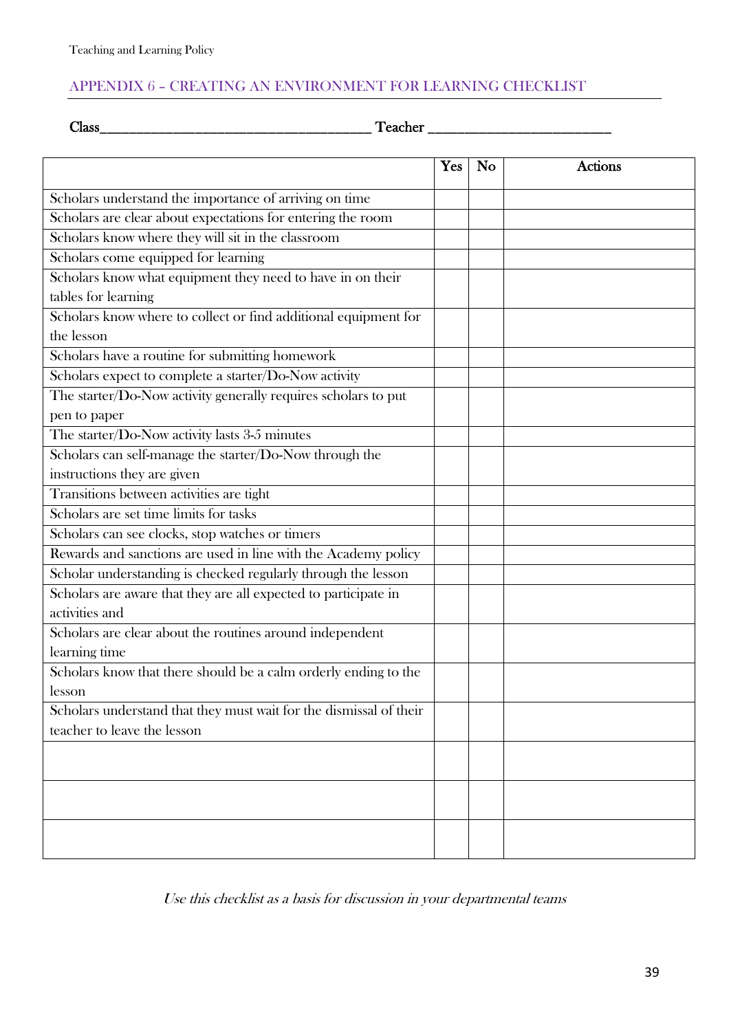## APPENDIX 6 – CREATING AN ENVIRONMENT FOR LEARNING CHECKLIST

**Class**_________________________________________ **Teacher** ____________________________

| | Yes | No | Actions |
|---|---|---|---|
| Scholars understand the importance of arriving on time | | | |
| Scholars are clear about expectations for entering the room | | | |
| Scholars know where they will sit in the classroom | | | |
| Scholars come equipped for learning | | | |
| Scholars know what equipment they need to have in on their tables for learning | | | |
| Scholars know where to collect or find additional equipment for the lesson | | | |
| Scholars have a routine for submitting homework | | | |
| Scholars expect to complete a starter/Do-Now activity | | | |
| The starter/Do-Now activity generally requires scholars to put pen to paper | | | |
| The starter/Do-Now activity lasts 3-5 minutes | | | |
| Scholars can self-manage the starter/Do-Now through the instructions they are given | | | |
| Transitions between activities are tight | | | |
| Scholars are set time limits for tasks | | | |
| Scholars can see clocks, stop watches or timers | | | |
| Rewards and sanctions are used in line with the Academy policy | | | |
| Scholar understanding is checked regularly through the lesson | | | |
| Scholars are aware that they are all expected to participate in activities and | | | |
| Scholars are clear about the routines around independent learning time | | | |
| Scholars know that there should be a calm orderly ending to the lesson | | | |
| Scholars understand that they must wait for the dismissal of their teacher to leave the lesson | | | |
| | | | |
| | | | |
| | | | |

*Use this checklist as a basis for discussion in your departmental teams*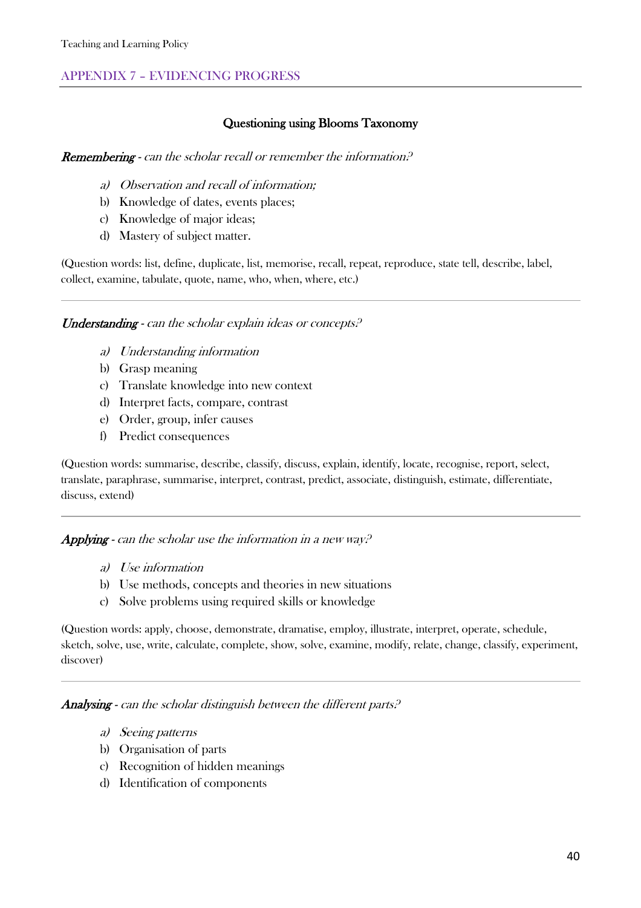## APPENDIX 7 – EVIDENCING PROGRESS

### Questioning using Blooms Taxonomy

***Remembering*** - *can the scholar recall or remember the information?*

a) *Observation and recall of information;*
b) Knowledge of dates, events places;
c) Knowledge of major ideas;
d) Mastery of subject matter.

(Question words: list, define, duplicate, list, memorise, recall, repeat, reproduce, state tell, describe, label, collect, examine, tabulate, quote, name, who, when, where, etc.)

---

***Understanding*** - *can the scholar explain ideas or concepts?*

a) *Understanding information*
b) Grasp meaning
c) Translate knowledge into new context
d) Interpret facts, compare, contrast
e) Order, group, infer causes
f) Predict consequences

(Question words: summarise, describe, classify, discuss, explain, identify, locate, recognise, report, select, translate, paraphrase, summarise, interpret, contrast, predict, associate, distinguish, estimate, differentiate, discuss, extend)

---

***Applying*** - *can the scholar use the information in a new way?*

a) *Use information*
b) Use methods, concepts and theories in new situations
c) Solve problems using required skills or knowledge

(Question words: apply, choose, demonstrate, dramatise, employ, illustrate, interpret, operate, schedule, sketch, solve, use, write, calculate, complete, show, solve, examine, modify, relate, change, classify, experiment, discover)

---

***Analysing*** - *can the scholar distinguish between the different parts?*

a) *Seeing patterns*
b) Organisation of parts
c) Recognition of hidden meanings
d) Identification of components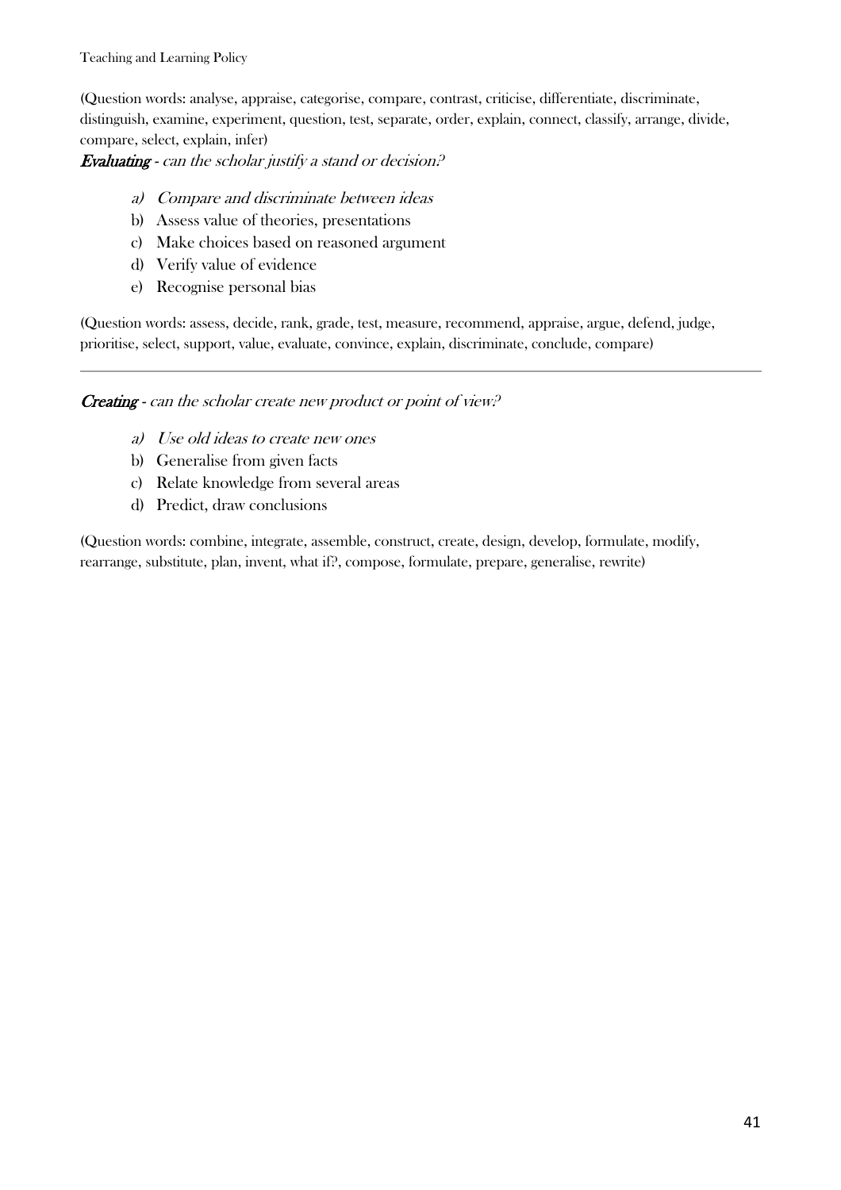(Question words: analyse, appraise, categorise, compare, contrast, criticise, differentiate, discriminate, distinguish, examine, experiment, question, test, separate, order, explain, connect, classify, arrange, divide, compare, select, explain, infer)

***Evaluating*** *- can the scholar justify a stand or decision?*

a) *Compare and discriminate between ideas*
b) Assess value of theories, presentations
c) Make choices based on reasoned argument
d) Verify value of evidence
e) Recognise personal bias

(Question words: assess, decide, rank, grade, test, measure, recommend, appraise, argue, defend, judge, prioritise, select, support, value, evaluate, convince, explain, discriminate, conclude, compare)

---

***Creating*** *- can the scholar create new product or point of view?*

a) *Use old ideas to create new ones*
b) Generalise from given facts
c) Relate knowledge from several areas
d) Predict, draw conclusions

(Question words: combine, integrate, assemble, construct, create, design, develop, formulate, modify, rearrange, substitute, plan, invent, what if?, compose, formulate, prepare, generalise, rewrite)